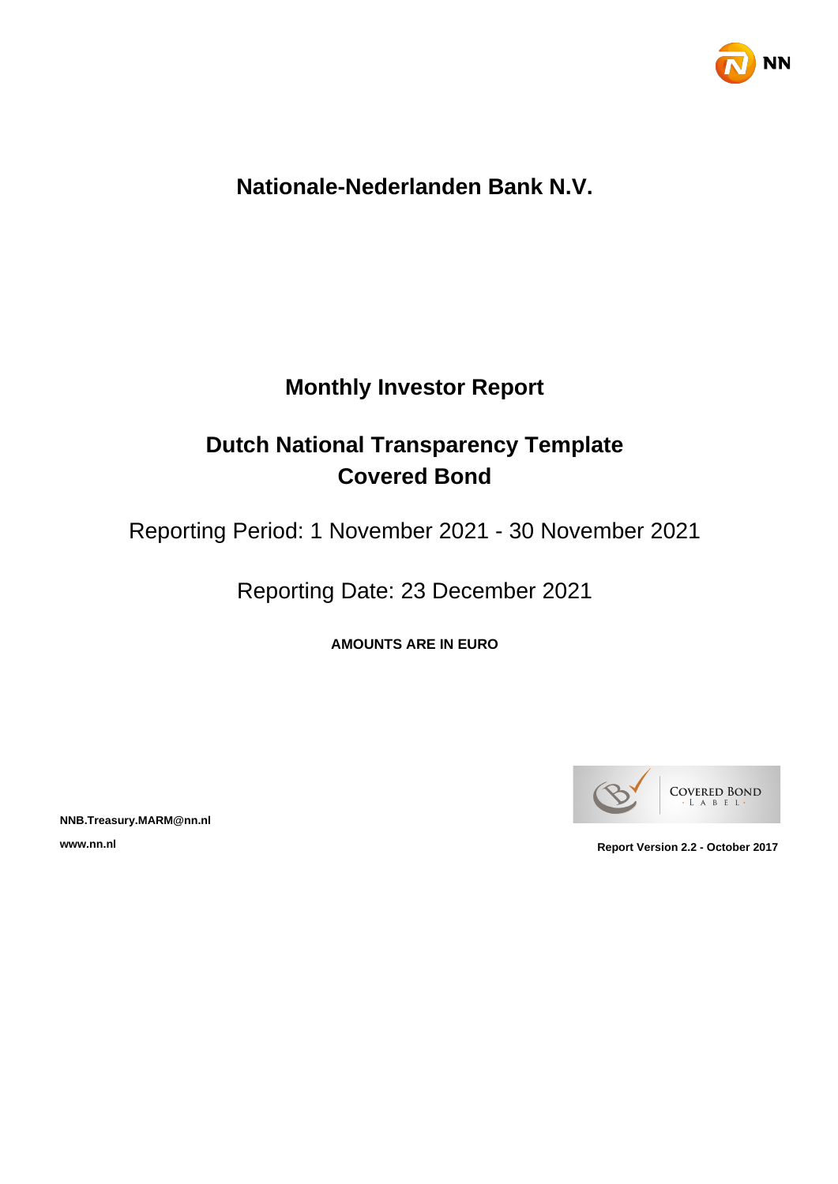# Nationale-Nederlanden Bank N.V.

## Monthly Investor Report

## Dutch National Transparency Template
## Covered Bond

Reporting Period: 1 November 2021 - 30 November 2021

Reporting Date: 23 December 2021

**AMOUNTS ARE IN EURO**

**NNB.Treasury.MARM@nn.nl**

**www.nn.nl**

**Report Version 2.2 - October 2017**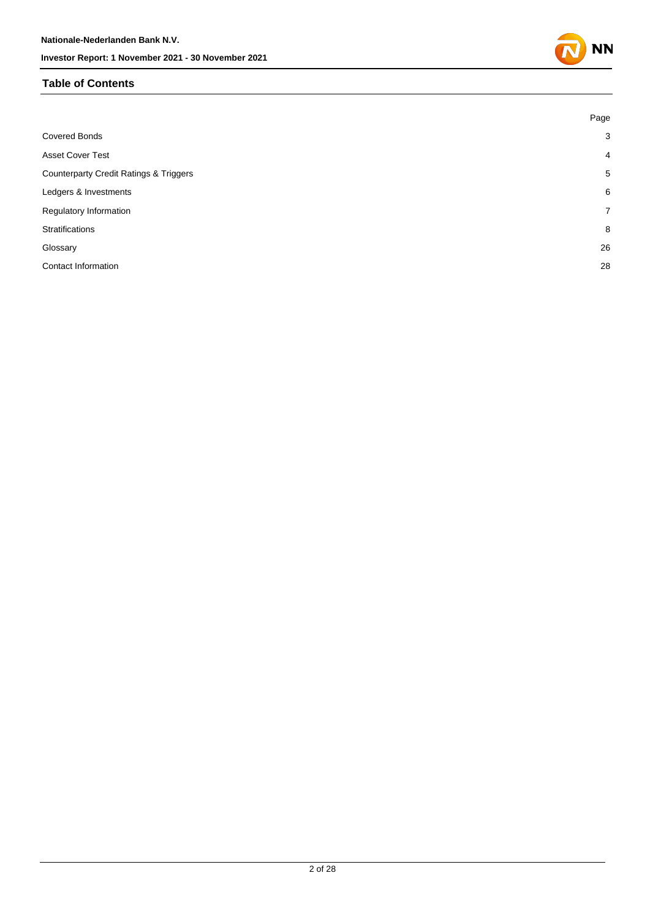## Table of Contents

| | Page |
|---|---|
| Covered Bonds | 3 |
| Asset Cover Test | 4 |
| Counterparty Credit Ratings & Triggers | 5 |
| Ledgers & Investments | 6 |
| Regulatory Information | 7 |
| Stratifications | 8 |
| Glossary | 26 |
| Contact Information | 28 |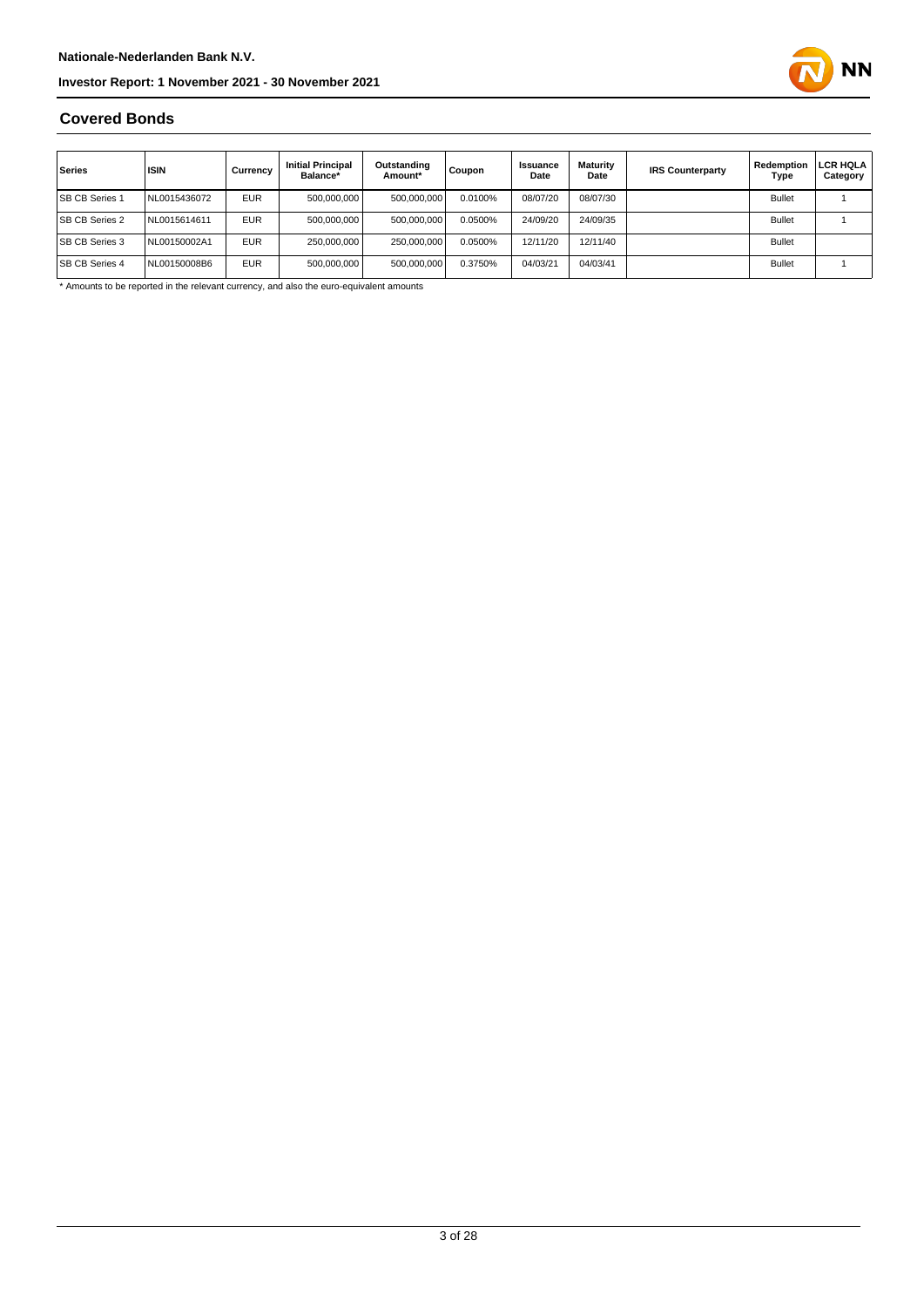## Covered Bonds

| Series | ISIN | Currency | Initial Principal Balance* | Outstanding Amount* | Coupon | Issuance Date | Maturity Date | IRS Counterparty | Redemption Type | LCR HQLA Category |
|---|---|---|---|---|---|---|---|---|---|---|
| SB CB Series 1 | NL0015436072 | EUR | 500,000,000 | 500,000,000 | 0.0100% | 08/07/20 | 08/07/30 | | Bullet | 1 |
| SB CB Series 2 | NL0015614611 | EUR | 500,000,000 | 500,000,000 | 0.0500% | 24/09/20 | 24/09/35 | | Bullet | 1 |
| SB CB Series 3 | NL00150002A1 | EUR | 250,000,000 | 250,000,000 | 0.0500% | 12/11/20 | 12/11/40 | | Bullet | |
| SB CB Series 4 | NL00150008B6 | EUR | 500,000,000 | 500,000,000 | 0.3750% | 04/03/21 | 04/03/41 | | Bullet | 1 |

* Amounts to be reported in the relevant currency, and also the euro-equivalent amounts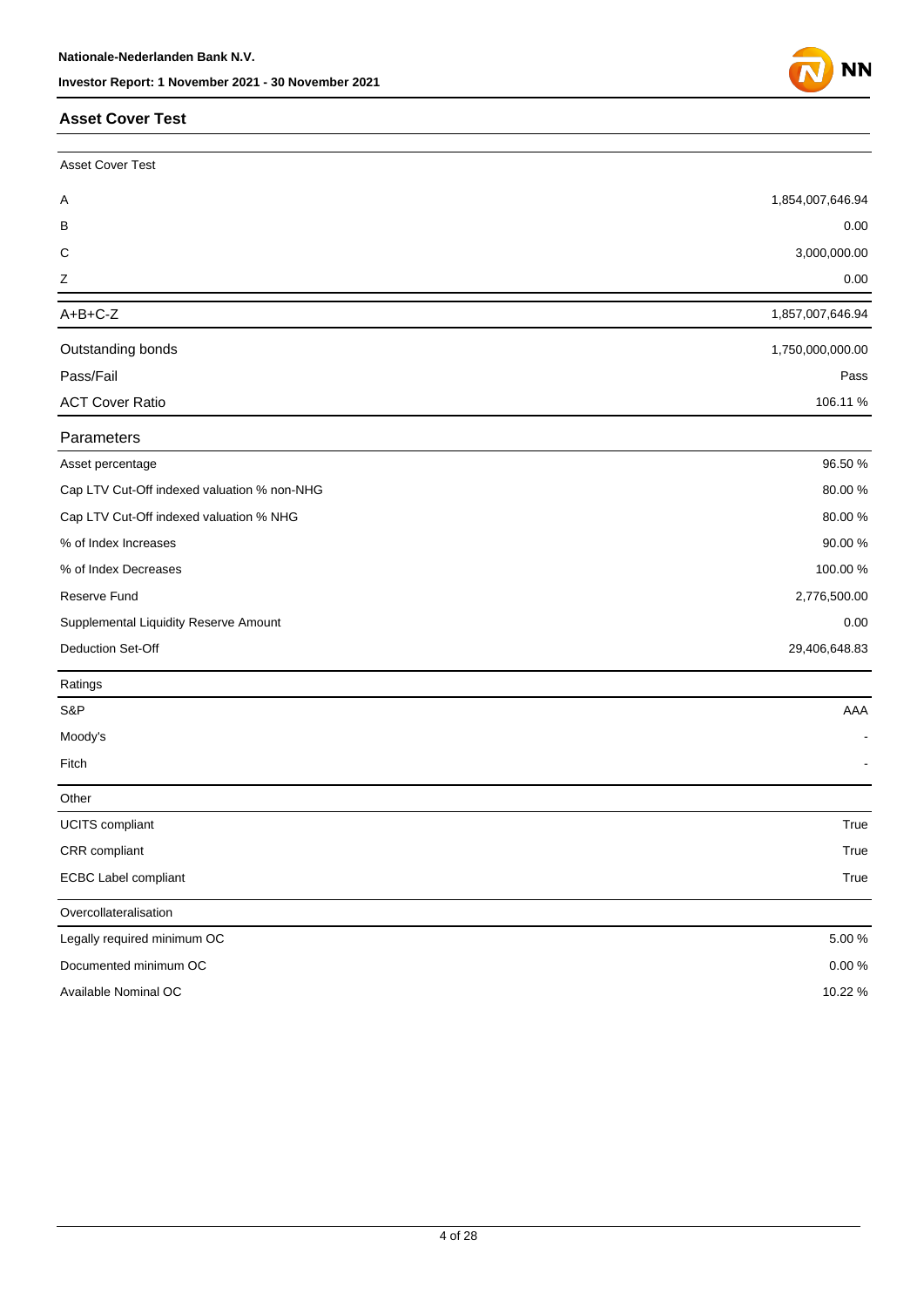## Asset Cover Test

| Asset Cover Test | |
|---|---|
| A | 1,854,007,646.94 |
| B | 0.00 |
| C | 3,000,000.00 |
| Z | 0.00 |
| A+B+C-Z | 1,857,007,646.94 |
| Outstanding bonds | 1,750,000,000.00 |
| Pass/Fail | Pass |
| ACT Cover Ratio | 106.11 % |

| Parameters | |
|---|---|
| Asset percentage | 96.50 % |
| Cap LTV Cut-Off indexed valuation % non-NHG | 80.00 % |
| Cap LTV Cut-Off indexed valuation % NHG | 80.00 % |
| % of Index Increases | 90.00 % |
| % of Index Decreases | 100.00 % |
| Reserve Fund | 2,776,500.00 |
| Supplemental Liquidity Reserve Amount | 0.00 |
| Deduction Set-Off | 29,406,648.83 |

| Ratings | |
|---|---|
| S&P | AAA |
| Moody's | - |
| Fitch | - |

| Other | |
|---|---|
| UCITS compliant | True |
| CRR compliant | True |
| ECBC Label compliant | True |

| Overcollateralisation | |
|---|---|
| Legally required minimum OC | 5.00 % |
| Documented minimum OC | 0.00 % |
| Available Nominal OC | 10.22 % |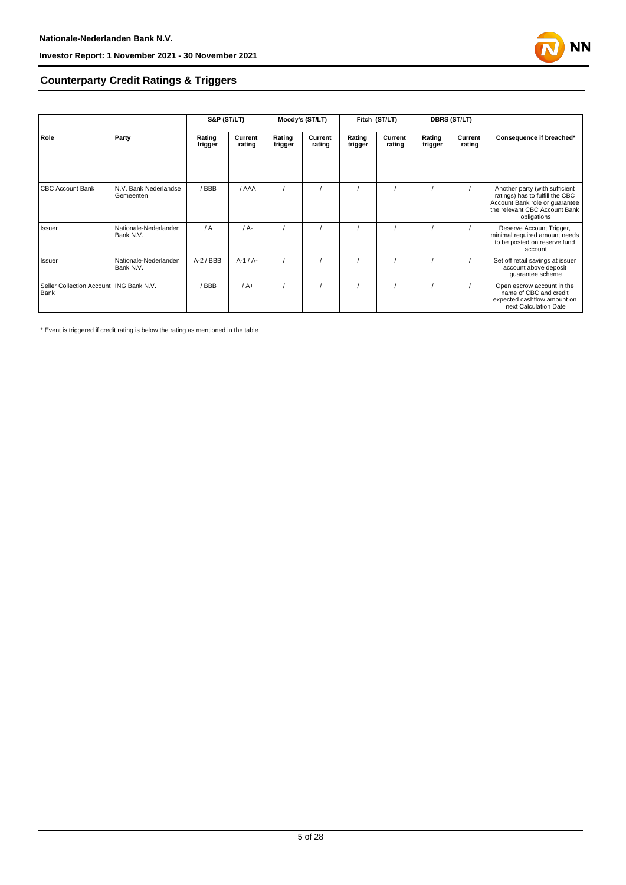## Counterparty Credit Ratings & Triggers

| | | S&P (ST/LT) | | Moody's (ST/LT) | | Fitch (ST/LT) | | DBRS (ST/LT) | | |
|---|---|---|---|---|---|---|---|---|---|---|
| **Role** | **Party** | **Rating trigger** | **Current rating** | **Rating trigger** | **Current rating** | **Rating trigger** | **Current rating** | **Rating trigger** | **Current rating** | **Consequence if breached*** |
| CBC Account Bank | N.V. Bank Nederlandse Gemeenten | / BBB | / AAA | / | / | / | / | / | / | Another party (with sufficient ratings) has to fulfill the CBC Account Bank role or guarantee the relevant CBC Account Bank obligations |
| Issuer | Nationale-Nederlanden Bank N.V. | / A | / A- | / | / | / | / | / | / | Reserve Account Trigger, minimal required amount needs to be posted on reserve fund account |
| Issuer | Nationale-Nederlanden Bank N.V. | A-2 / BBB | A-1 / A- | / | / | / | / | / | / | Set off retail savings at issuer account above deposit guarantee scheme |
| Seller Collection Account Bank | ING Bank N.V. | / BBB | / A+ | / | / | / | / | / | / | Open escrow account in the name of CBC and credit expected cashflow amount on next Calculation Date |

* Event is triggered if credit rating is below the rating as mentioned in the table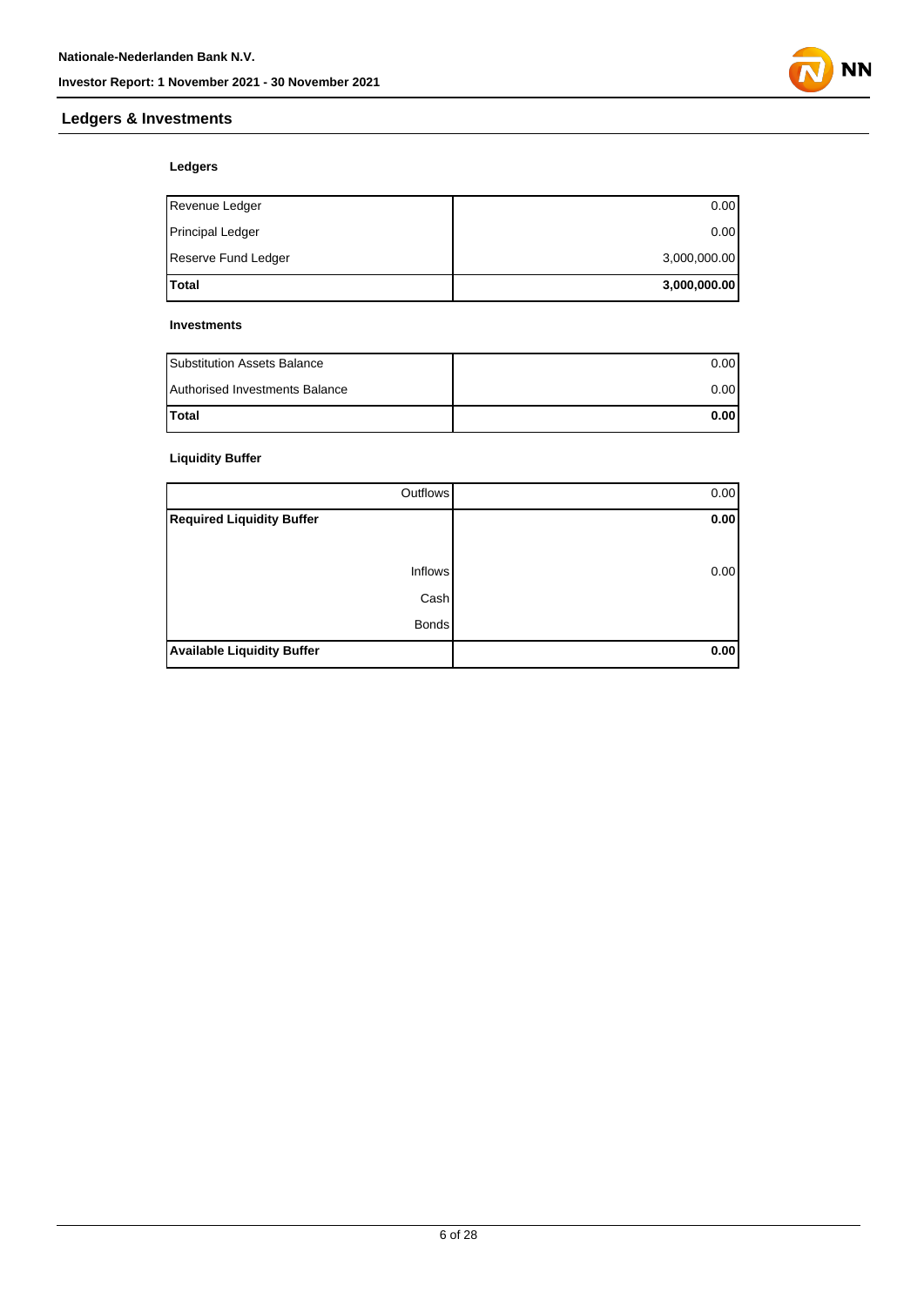## Ledgers & Investments

### Ledgers

| | |
|---|---:|
| Revenue Ledger | 0.00 |
| Principal Ledger | 0.00 |
| Reserve Fund Ledger | 3,000,000.00 |
| **Total** | **3,000,000.00** |

### Investments

| | |
|---|---:|
| Substitution Assets Balance | 0.00 |
| Authorised Investments Balance | 0.00 |
| **Total** | **0.00** |

### Liquidity Buffer

| | |
|---:|---:|
| Outflows | 0.00 |
| **Required Liquidity Buffer** | **0.00** |
| | |
| Inflows | 0.00 |
| Cash | |
| Bonds | |
| **Available Liquidity Buffer** | **0.00** |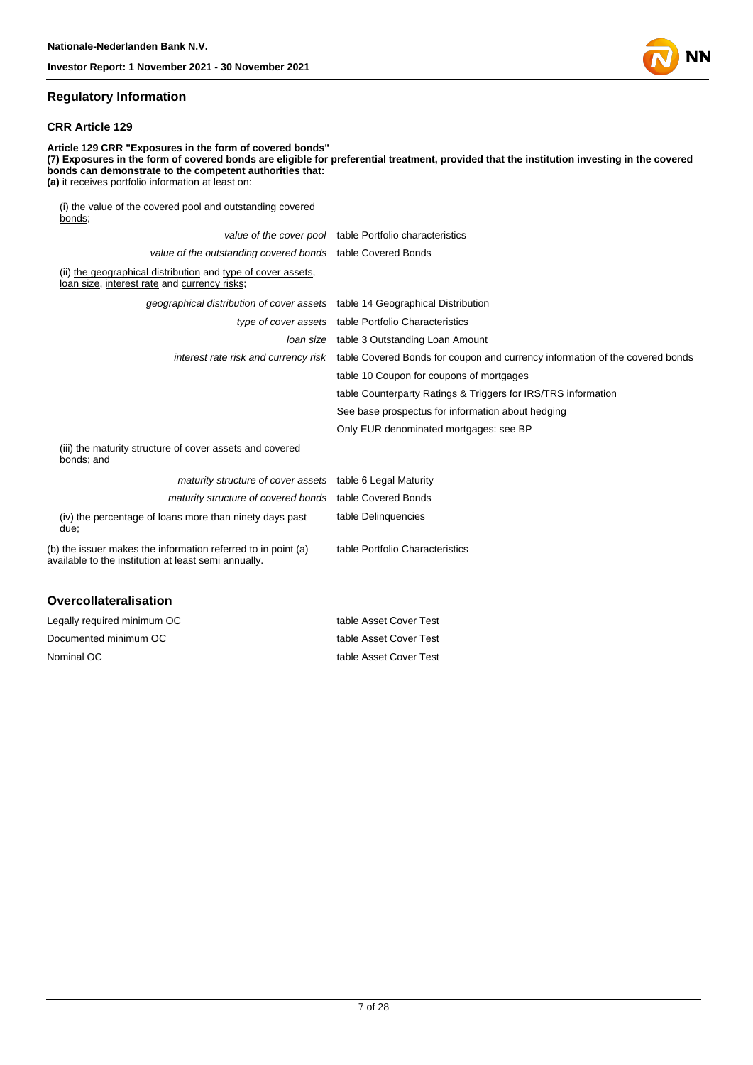## Regulatory Information

### CRR Article 129

**Article 129 CRR "Exposures in the form of covered bonds"**
**(7) Exposures in the form of covered bonds are eligible for preferential treatment, provided that the institution investing in the covered bonds can demonstrate to the competent authorities that:**
**(a)** it receives portfolio information at least on:

| | |
|---|---|
| (i) the value of the covered pool and outstanding covered bonds; | |
| *value of the cover pool* | table Portfolio characteristics |
| *value of the outstanding covered bonds* | table Covered Bonds |
| (ii) the geographical distribution and type of cover assets, loan size, interest rate and currency risks; | |
| *geographical distribution of cover assets* | table 14 Geographical Distribution |
| *type of cover assets* | table Portfolio Characteristics |
| *loan size* | table 3 Outstanding Loan Amount |
| *interest rate risk and currency risk* | table Covered Bonds for coupon and currency information of the covered bonds |
| | table 10 Coupon for coupons of mortgages |
| | table Counterparty Ratings & Triggers for IRS/TRS information |
| | See base prospectus for information about hedging |
| | Only EUR denominated mortgages: see BP |
| (iii) the maturity structure of cover assets and covered bonds; and | |
| *maturity structure of cover assets* | table 6 Legal Maturity |
| *maturity structure of covered bonds* | table Covered Bonds |
| (iv) the percentage of loans more than ninety days past due; | table Delinquencies |
| (b) the issuer makes the information referred to in point (a) available to the institution at least semi annually. | table Portfolio Characteristics |

## Overcollateralisation

| | |
|---|---|
| Legally required minimum OC | table Asset Cover Test |
| Documented minimum OC | table Asset Cover Test |
| Nominal OC | table Asset Cover Test |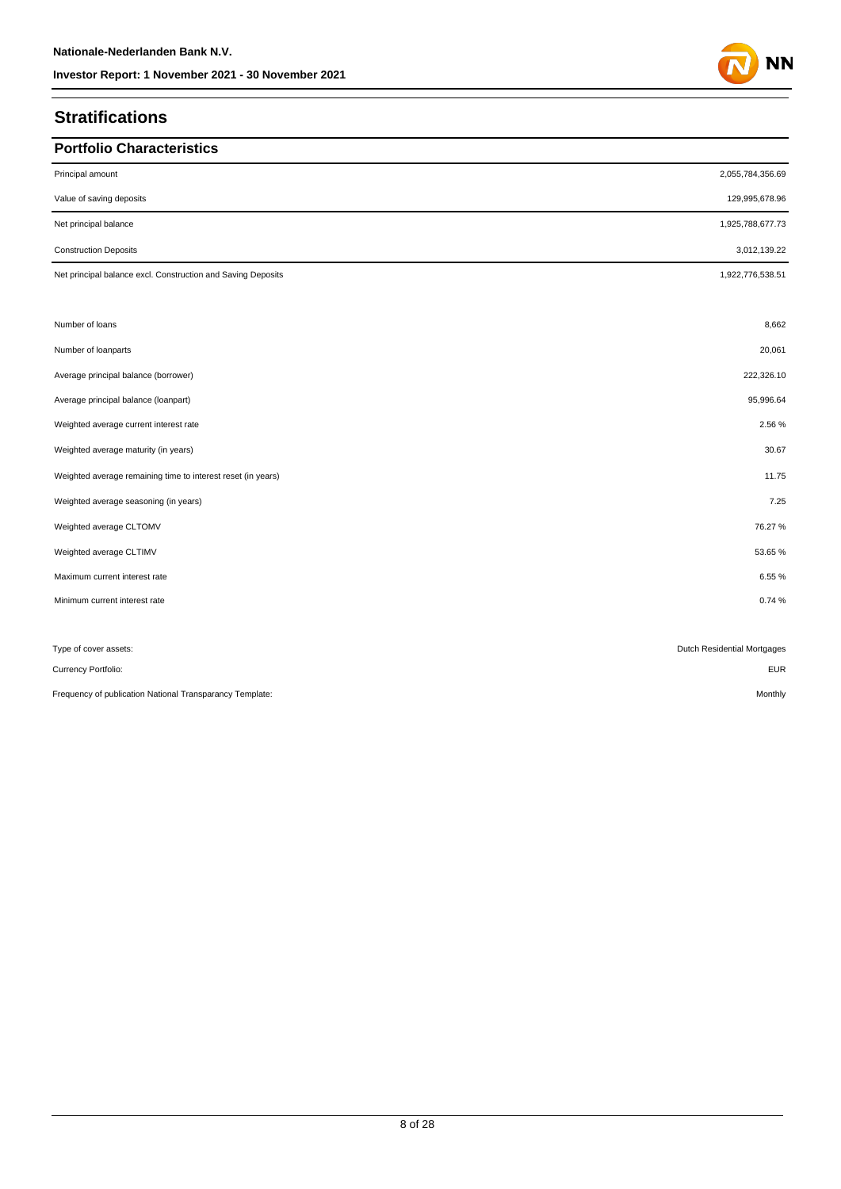## Stratifications

### Portfolio Characteristics

| | |
|---|---|
| Principal amount | 2,055,784,356.69 |
| Value of saving deposits | 129,995,678.96 |
| Net principal balance | 1,925,788,677.73 |
| Construction Deposits | 3,012,139.22 |
| Net principal balance excl. Construction and Saving Deposits | 1,922,776,538.51 |
| | |
| Number of loans | 8,662 |
| Number of loanparts | 20,061 |
| Average principal balance (borrower) | 222,326.10 |
| Average principal balance (loanpart) | 95,996.64 |
| Weighted average current interest rate | 2.56 % |
| Weighted average maturity (in years) | 30.67 |
| Weighted average remaining time to interest reset (in years) | 11.75 |
| Weighted average seasoning (in years) | 7.25 |
| Weighted average CLTOMV | 76.27 % |
| Weighted average CLTIMV | 53.65 % |
| Maximum current interest rate | 6.55 % |
| Minimum current interest rate | 0.74 % |
| | |
| Type of cover assets: | Dutch Residential Mortgages |
| Currency Portfolio: | EUR |
| Frequency of publication National Transparancy Template: | Monthly |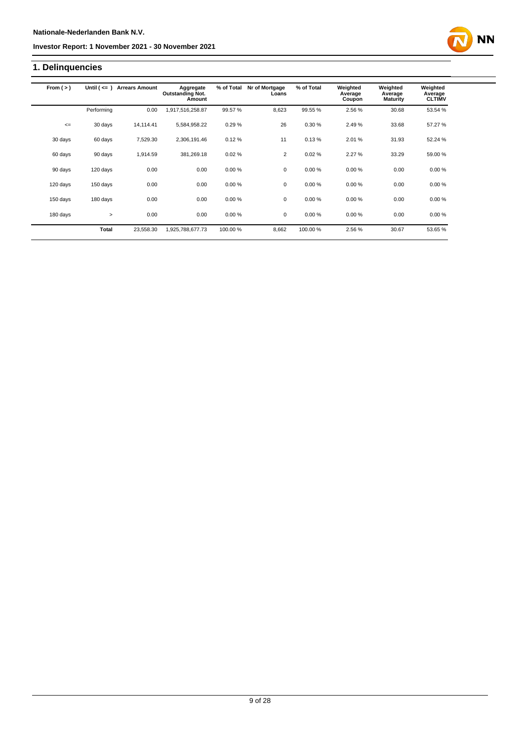## 1. Delinquencies

| From ( > ) | Until ( <= ) | Arrears Amount | Aggregate Outstanding Not. Amount | % of Total | Nr of Mortgage Loans | % of Total | Weighted Average Coupon | Weighted Average Maturity | Weighted Average CLTIMV |
|---|---|---|---|---|---|---|---|---|---|
| | Performing | 0.00 | 1,917,516,258.87 | 99.57 % | 8,623 | 99.55 % | 2.56 % | 30.68 | 53.54 % |
| <= | 30 days | 14,114.41 | 5,584,958.22 | 0.29 % | 26 | 0.30 % | 2.49 % | 33.68 | 57.27 % |
| 30 days | 60 days | 7,529.30 | 2,306,191.46 | 0.12 % | 11 | 0.13 % | 2.01 % | 31.93 | 52.24 % |
| 60 days | 90 days | 1,914.59 | 381,269.18 | 0.02 % | 2 | 0.02 % | 2.27 % | 33.29 | 59.00 % |
| 90 days | 120 days | 0.00 | 0.00 | 0.00 % | 0 | 0.00 % | 0.00 % | 0.00 | 0.00 % |
| 120 days | 150 days | 0.00 | 0.00 | 0.00 % | 0 | 0.00 % | 0.00 % | 0.00 | 0.00 % |
| 150 days | 180 days | 0.00 | 0.00 | 0.00 % | 0 | 0.00 % | 0.00 % | 0.00 | 0.00 % |
| 180 days | > | 0.00 | 0.00 | 0.00 % | 0 | 0.00 % | 0.00 % | 0.00 | 0.00 % |
| | **Total** | 23,558.30 | 1,925,788,677.73 | 100.00 % | 8,662 | 100.00 % | 2.56 % | 30.67 | 53.65 % |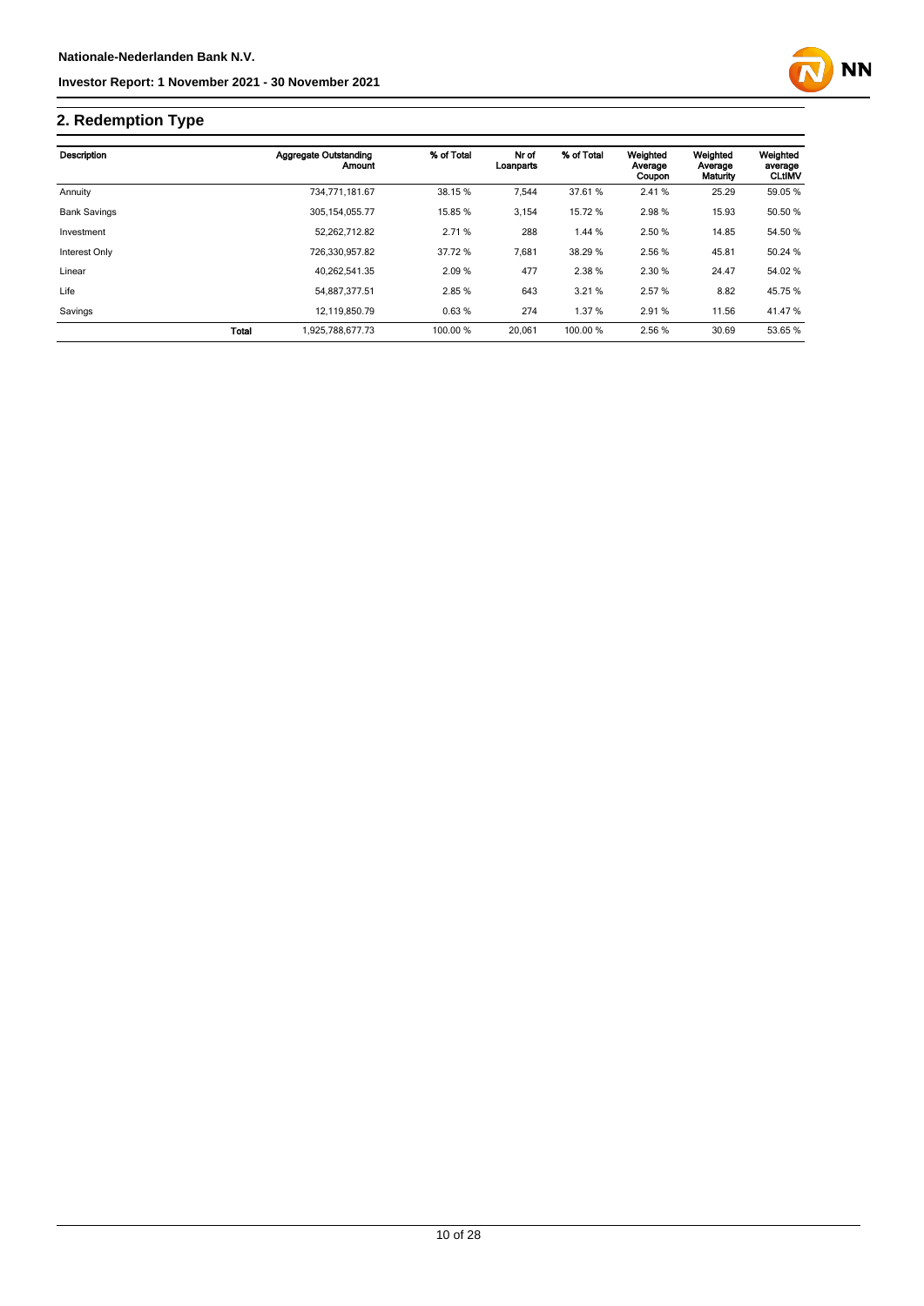## 2. Redemption Type

| Description | | Aggregate Outstanding Amount | % of Total | Nr of Loanparts | % of Total | Weighted Average Coupon | Weighted Average Maturity | Weighted average CLtIMV |
|---|---|---|---|---|---|---|---|---|
| Annuity | | 734,771,181.67 | 38.15 % | 7,544 | 37.61 % | 2.41 % | 25.29 | 59.05 % |
| Bank Savings | | 305,154,055.77 | 15.85 % | 3,154 | 15.72 % | 2.98 % | 15.93 | 50.50 % |
| Investment | | 52,262,712.82 | 2.71 % | 288 | 1.44 % | 2.50 % | 14.85 | 54.50 % |
| Interest Only | | 726,330,957.82 | 37.72 % | 7,681 | 38.29 % | 2.56 % | 45.81 | 50.24 % |
| Linear | | 40,262,541.35 | 2.09 % | 477 | 2.38 % | 2.30 % | 24.47 | 54.02 % |
| Life | | 54,887,377.51 | 2.85 % | 643 | 3.21 % | 2.57 % | 8.82 | 45.75 % |
| Savings | | 12,119,850.79 | 0.63 % | 274 | 1.37 % | 2.91 % | 11.56 | 41.47 % |
| | **Total** | 1,925,788,677.73 | 100.00 % | 20,061 | 100.00 % | 2.56 % | 30.69 | 53.65 % |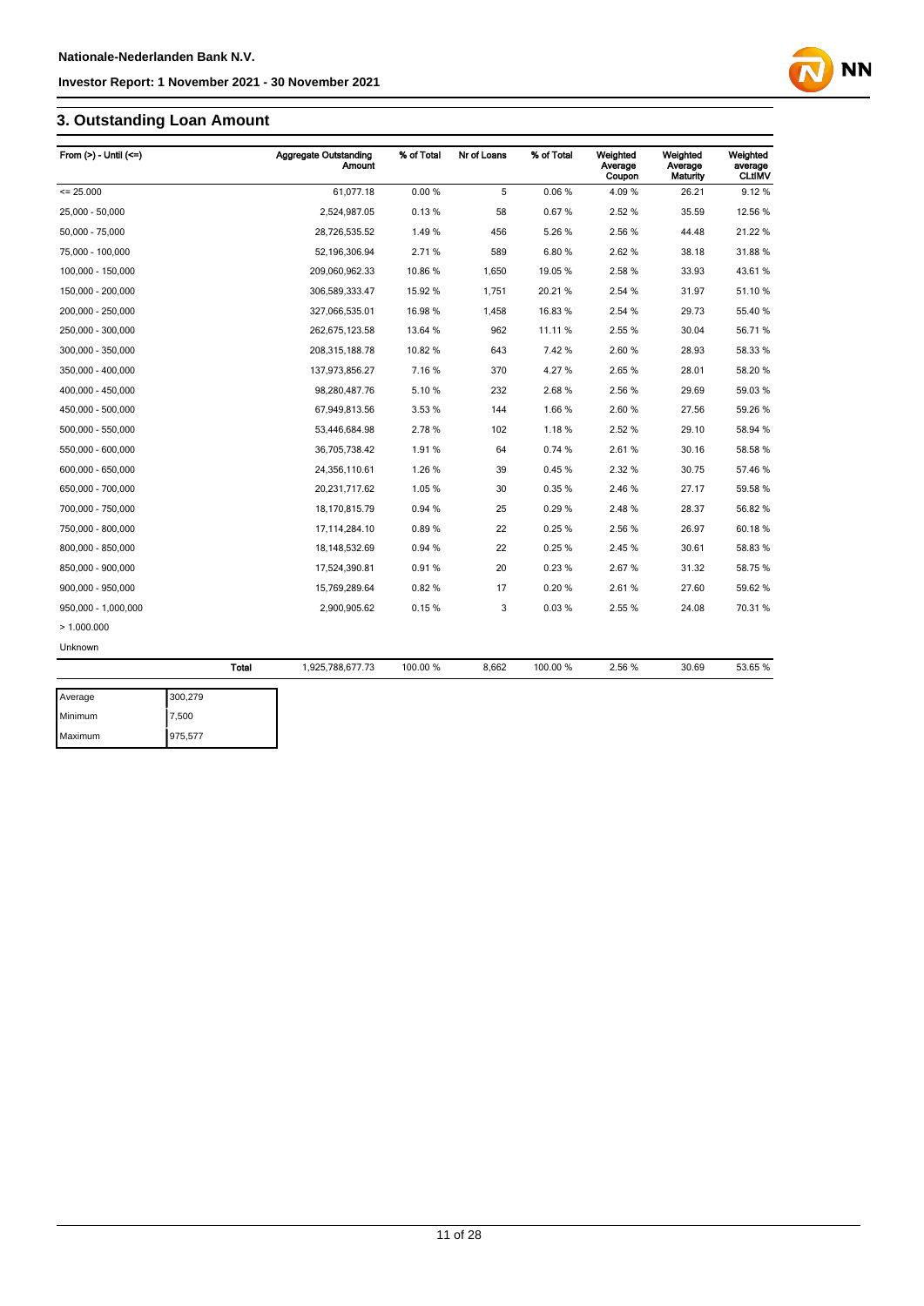## 3. Outstanding Loan Amount

| From (>) - Until (<=) | Aggregate Outstanding Amount | % of Total | Nr of Loans | % of Total | Weighted Average Coupon | Weighted Average Maturity | Weighted average CLtIMV |
|---|---|---|---|---|---|---|---|
| <= 25.000 | 61,077.18 | 0.00 % | 5 | 0.06 % | 4.09 % | 26.21 | 9.12 % |
| 25,000 - 50,000 | 2,524,987.05 | 0.13 % | 58 | 0.67 % | 2.52 % | 35.59 | 12.56 % |
| 50,000 - 75,000 | 28,726,535.52 | 1.49 % | 456 | 5.26 % | 2.56 % | 44.48 | 21.22 % |
| 75,000 - 100,000 | 52,196,306.94 | 2.71 % | 589 | 6.80 % | 2.62 % | 38.18 | 31.88 % |
| 100,000 - 150,000 | 209,060,962.33 | 10.86 % | 1,650 | 19.05 % | 2.58 % | 33.93 | 43.61 % |
| 150,000 - 200,000 | 306,589,333.47 | 15.92 % | 1,751 | 20.21 % | 2.54 % | 31.97 | 51.10 % |
| 200,000 - 250,000 | 327,066,535.01 | 16.98 % | 1,458 | 16.83 % | 2.54 % | 29.73 | 55.40 % |
| 250,000 - 300,000 | 262,675,123.58 | 13.64 % | 962 | 11.11 % | 2.55 % | 30.04 | 56.71 % |
| 300,000 - 350,000 | 208,315,188.78 | 10.82 % | 643 | 7.42 % | 2.60 % | 28.93 | 58.33 % |
| 350,000 - 400,000 | 137,973,856.27 | 7.16 % | 370 | 4.27 % | 2.65 % | 28.01 | 58.20 % |
| 400,000 - 450,000 | 98,280,487.76 | 5.10 % | 232 | 2.68 % | 2.56 % | 29.69 | 59.03 % |
| 450,000 - 500,000 | 67,949,813.56 | 3.53 % | 144 | 1.66 % | 2.60 % | 27.56 | 59.26 % |
| 500,000 - 550,000 | 53,446,684.98 | 2.78 % | 102 | 1.18 % | 2.52 % | 29.10 | 58.94 % |
| 550,000 - 600,000 | 36,705,738.42 | 1.91 % | 64 | 0.74 % | 2.61 % | 30.16 | 58.58 % |
| 600,000 - 650,000 | 24,356,110.61 | 1.26 % | 39 | 0.45 % | 2.32 % | 30.75 | 57.46 % |
| 650,000 - 700,000 | 20,231,717.62 | 1.05 % | 30 | 0.35 % | 2.46 % | 27.17 | 59.58 % |
| 700,000 - 750,000 | 18,170,815.79 | 0.94 % | 25 | 0.29 % | 2.48 % | 28.37 | 56.82 % |
| 750,000 - 800,000 | 17,114,284.10 | 0.89 % | 22 | 0.25 % | 2.56 % | 26.97 | 60.18 % |
| 800,000 - 850,000 | 18,148,532.69 | 0.94 % | 22 | 0.25 % | 2.45 % | 30.61 | 58.83 % |
| 850,000 - 900,000 | 17,524,390.81 | 0.91 % | 20 | 0.23 % | 2.67 % | 31.32 | 58.75 % |
| 900,000 - 950,000 | 15,769,289.64 | 0.82 % | 17 | 0.20 % | 2.61 % | 27.60 | 59.62 % |
| 950,000 - 1,000,000 | 2,900,905.62 | 0.15 % | 3 | 0.03 % | 2.55 % | 24.08 | 70.31 % |
| > 1.000.000 | | | | | | | |
| Unknown | | | | | | | |
| Total | 1,925,788,677.73 | 100.00 % | 8,662 | 100.00 % | 2.56 % | 30.69 | 53.65 % |

| | |
|---|---|
| Average | 300,279 |
| Minimum | 7,500 |
| Maximum | 975,577 |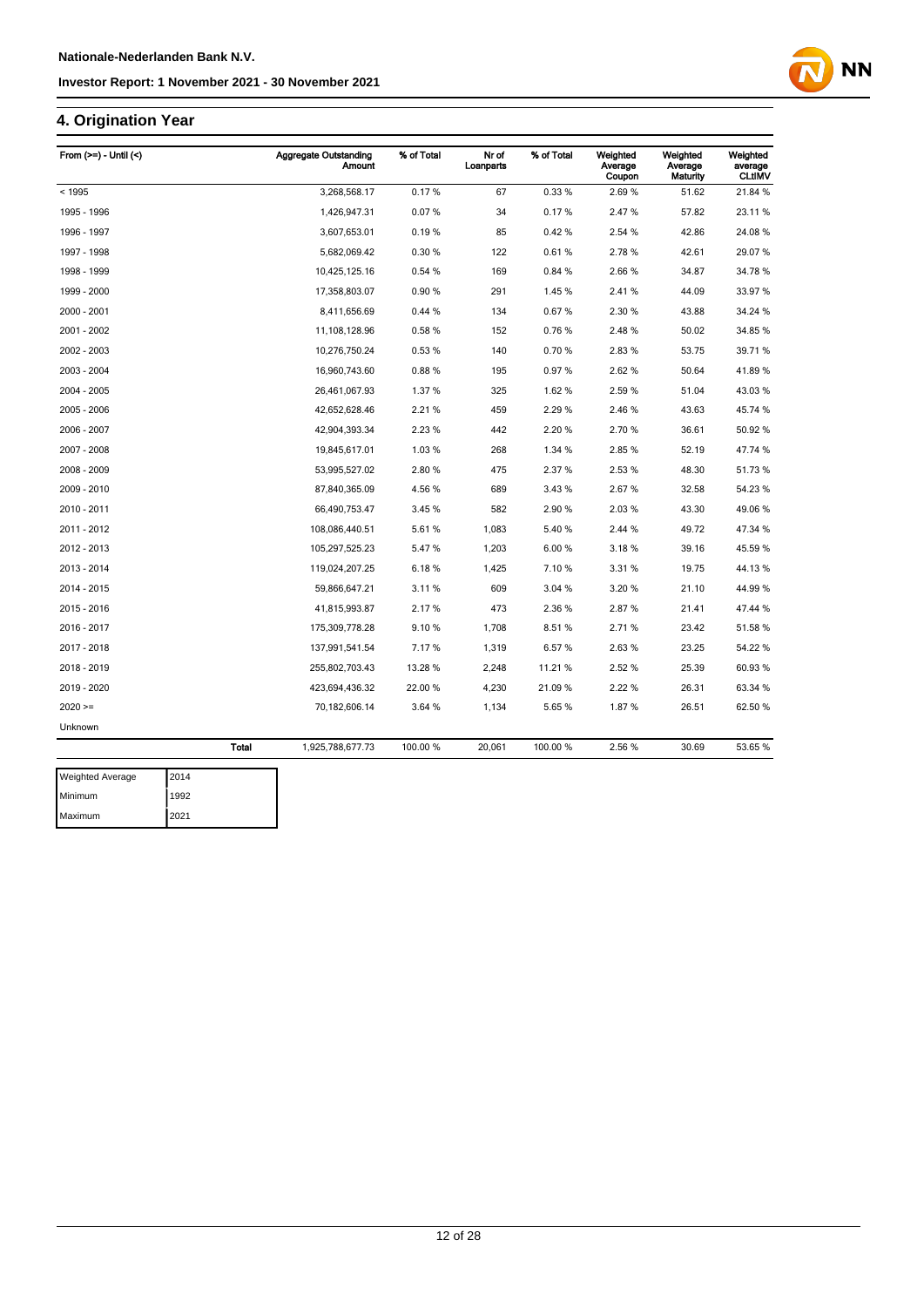## 4. Origination Year

| From (>=) - Until (<) | Aggregate Outstanding Amount | % of Total | Nr of Loanparts | % of Total | Weighted Average Coupon | Weighted Average Maturity | Weighted average CLtIMV |
|---|---|---|---|---|---|---|---|
| < 1995 | 3,268,568.17 | 0.17 % | 67 | 0.33 % | 2.69 % | 51.62 | 21.84 % |
| 1995 - 1996 | 1,426,947.31 | 0.07 % | 34 | 0.17 % | 2.47 % | 57.82 | 23.11 % |
| 1996 - 1997 | 3,607,653.01 | 0.19 % | 85 | 0.42 % | 2.54 % | 42.86 | 24.08 % |
| 1997 - 1998 | 5,682,069.42 | 0.30 % | 122 | 0.61 % | 2.78 % | 42.61 | 29.07 % |
| 1998 - 1999 | 10,425,125.16 | 0.54 % | 169 | 0.84 % | 2.66 % | 34.87 | 34.78 % |
| 1999 - 2000 | 17,358,803.07 | 0.90 % | 291 | 1.45 % | 2.41 % | 44.09 | 33.97 % |
| 2000 - 2001 | 8,411,656.69 | 0.44 % | 134 | 0.67 % | 2.30 % | 43.88 | 34.24 % |
| 2001 - 2002 | 11,108,128.96 | 0.58 % | 152 | 0.76 % | 2.48 % | 50.02 | 34.85 % |
| 2002 - 2003 | 10,276,750.24 | 0.53 % | 140 | 0.70 % | 2.83 % | 53.75 | 39.71 % |
| 2003 - 2004 | 16,960,743.60 | 0.88 % | 195 | 0.97 % | 2.62 % | 50.64 | 41.89 % |
| 2004 - 2005 | 26,461,067.93 | 1.37 % | 325 | 1.62 % | 2.59 % | 51.04 | 43.03 % |
| 2005 - 2006 | 42,652,628.46 | 2.21 % | 459 | 2.29 % | 2.46 % | 43.63 | 45.74 % |
| 2006 - 2007 | 42,904,393.34 | 2.23 % | 442 | 2.20 % | 2.70 % | 36.61 | 50.92 % |
| 2007 - 2008 | 19,845,617.01 | 1.03 % | 268 | 1.34 % | 2.85 % | 52.19 | 47.74 % |
| 2008 - 2009 | 53,995,527.02 | 2.80 % | 475 | 2.37 % | 2.53 % | 48.30 | 51.73 % |
| 2009 - 2010 | 87,840,365.09 | 4.56 % | 689 | 3.43 % | 2.67 % | 32.58 | 54.23 % |
| 2010 - 2011 | 66,490,753.47 | 3.45 % | 582 | 2.90 % | 2.03 % | 43.30 | 49.06 % |
| 2011 - 2012 | 108,086,440.51 | 5.61 % | 1,083 | 5.40 % | 2.44 % | 49.72 | 47.34 % |
| 2012 - 2013 | 105,297,525.23 | 5.47 % | 1,203 | 6.00 % | 3.18 % | 39.16 | 45.59 % |
| 2013 - 2014 | 119,024,207.25 | 6.18 % | 1,425 | 7.10 % | 3.31 % | 19.75 | 44.13 % |
| 2014 - 2015 | 59,866,647.21 | 3.11 % | 609 | 3.04 % | 3.20 % | 21.10 | 44.99 % |
| 2015 - 2016 | 41,815,993.87 | 2.17 % | 473 | 2.36 % | 2.87 % | 21.41 | 47.44 % |
| 2016 - 2017 | 175,309,778.28 | 9.10 % | 1,708 | 8.51 % | 2.71 % | 23.42 | 51.58 % |
| 2017 - 2018 | 137,991,541.54 | 7.17 % | 1,319 | 6.57 % | 2.63 % | 23.25 | 54.22 % |
| 2018 - 2019 | 255,802,703.43 | 13.28 % | 2,248 | 11.21 % | 2.52 % | 25.39 | 60.93 % |
| 2019 - 2020 | 423,694,436.32 | 22.00 % | 4,230 | 21.09 % | 2.22 % | 26.31 | 63.34 % |
| 2020 >= | 70,182,606.14 | 3.64 % | 1,134 | 5.65 % | 1.87 % | 26.51 | 62.50 % |
| Unknown | | | | | | | |
| **Total** | 1,925,788,677.73 | 100.00 % | 20,061 | 100.00 % | 2.56 % | 30.69 | 53.65 % |

| Weighted Average | 2014 |
|---|---|
| Minimum | 1992 |
| Maximum | 2021 |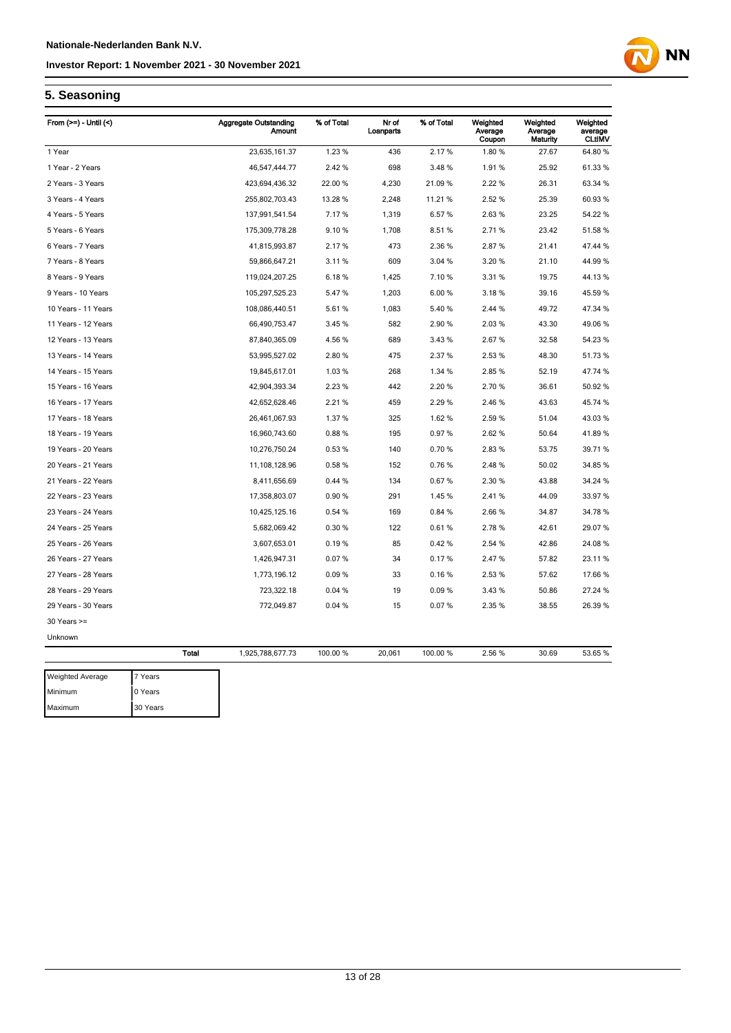## 5. Seasoning

| From (>=) - Until (<) | Aggregate Outstanding Amount | % of Total | Nr of Loanparts | % of Total | Weighted Average Coupon | Weighted Average Maturity | Weighted average CLtIMV |
|---|---|---|---|---|---|---|---|
| 1 Year | 23,635,161.37 | 1.23 % | 436 | 2.17 % | 1.80 % | 27.67 | 64.80 % |
| 1 Year - 2 Years | 46,547,444.77 | 2.42 % | 698 | 3.48 % | 1.91 % | 25.92 | 61.33 % |
| 2 Years - 3 Years | 423,694,436.32 | 22.00 % | 4,230 | 21.09 % | 2.22 % | 26.31 | 63.34 % |
| 3 Years - 4 Years | 255,802,703.43 | 13.28 % | 2,248 | 11.21 % | 2.52 % | 25.39 | 60.93 % |
| 4 Years - 5 Years | 137,991,541.54 | 7.17 % | 1,319 | 6.57 % | 2.63 % | 23.25 | 54.22 % |
| 5 Years - 6 Years | 175,309,778.28 | 9.10 % | 1,708 | 8.51 % | 2.71 % | 23.42 | 51.58 % |
| 6 Years - 7 Years | 41,815,993.87 | 2.17 % | 473 | 2.36 % | 2.87 % | 21.41 | 47.44 % |
| 7 Years - 8 Years | 59,866,647.21 | 3.11 % | 609 | 3.04 % | 3.20 % | 21.10 | 44.99 % |
| 8 Years - 9 Years | 119,024,207.25 | 6.18 % | 1,425 | 7.10 % | 3.31 % | 19.75 | 44.13 % |
| 9 Years - 10 Years | 105,297,525.23 | 5.47 % | 1,203 | 6.00 % | 3.18 % | 39.16 | 45.59 % |
| 10 Years - 11 Years | 108,086,440.51 | 5.61 % | 1,083 | 5.40 % | 2.44 % | 49.72 | 47.34 % |
| 11 Years - 12 Years | 66,490,753.47 | 3.45 % | 582 | 2.90 % | 2.03 % | 43.30 | 49.06 % |
| 12 Years - 13 Years | 87,840,365.09 | 4.56 % | 689 | 3.43 % | 2.67 % | 32.58 | 54.23 % |
| 13 Years - 14 Years | 53,995,527.02 | 2.80 % | 475 | 2.37 % | 2.53 % | 48.30 | 51.73 % |
| 14 Years - 15 Years | 19,845,617.01 | 1.03 % | 268 | 1.34 % | 2.85 % | 52.19 | 47.74 % |
| 15 Years - 16 Years | 42,904,393.34 | 2.23 % | 442 | 2.20 % | 2.70 % | 36.61 | 50.92 % |
| 16 Years - 17 Years | 42,652,628.46 | 2.21 % | 459 | 2.29 % | 2.46 % | 43.63 | 45.74 % |
| 17 Years - 18 Years | 26,461,067.93 | 1.37 % | 325 | 1.62 % | 2.59 % | 51.04 | 43.03 % |
| 18 Years - 19 Years | 16,960,743.60 | 0.88 % | 195 | 0.97 % | 2.62 % | 50.64 | 41.89 % |
| 19 Years - 20 Years | 10,276,750.24 | 0.53 % | 140 | 0.70 % | 2.83 % | 53.75 | 39.71 % |
| 20 Years - 21 Years | 11,108,128.96 | 0.58 % | 152 | 0.76 % | 2.48 % | 50.02 | 34.85 % |
| 21 Years - 22 Years | 8,411,656.69 | 0.44 % | 134 | 0.67 % | 2.30 % | 43.88 | 34.24 % |
| 22 Years - 23 Years | 17,358,803.07 | 0.90 % | 291 | 1.45 % | 2.41 % | 44.09 | 33.97 % |
| 23 Years - 24 Years | 10,425,125.16 | 0.54 % | 169 | 0.84 % | 2.66 % | 34.87 | 34.78 % |
| 24 Years - 25 Years | 5,682,069.42 | 0.30 % | 122 | 0.61 % | 2.78 % | 42.61 | 29.07 % |
| 25 Years - 26 Years | 3,607,653.01 | 0.19 % | 85 | 0.42 % | 2.54 % | 42.86 | 24.08 % |
| 26 Years - 27 Years | 1,426,947.31 | 0.07 % | 34 | 0.17 % | 2.47 % | 57.82 | 23.11 % |
| 27 Years - 28 Years | 1,773,196.12 | 0.09 % | 33 | 0.16 % | 2.53 % | 57.62 | 17.66 % |
| 28 Years - 29 Years | 723,322.18 | 0.04 % | 19 | 0.09 % | 3.43 % | 50.86 | 27.24 % |
| 29 Years - 30 Years | 772,049.87 | 0.04 % | 15 | 0.07 % | 2.35 % | 38.55 | 26.39 % |
| 30 Years >= | | | | | | | |
| Unknown | | | | | | | |
| Total | 1,925,788,677.73 | 100.00 % | 20,061 | 100.00 % | 2.56 % | 30.69 | 53.65 % |

| | |
|---|---|
| Weighted Average | 7 Years |
| Minimum | 0 Years |
| Maximum | 30 Years |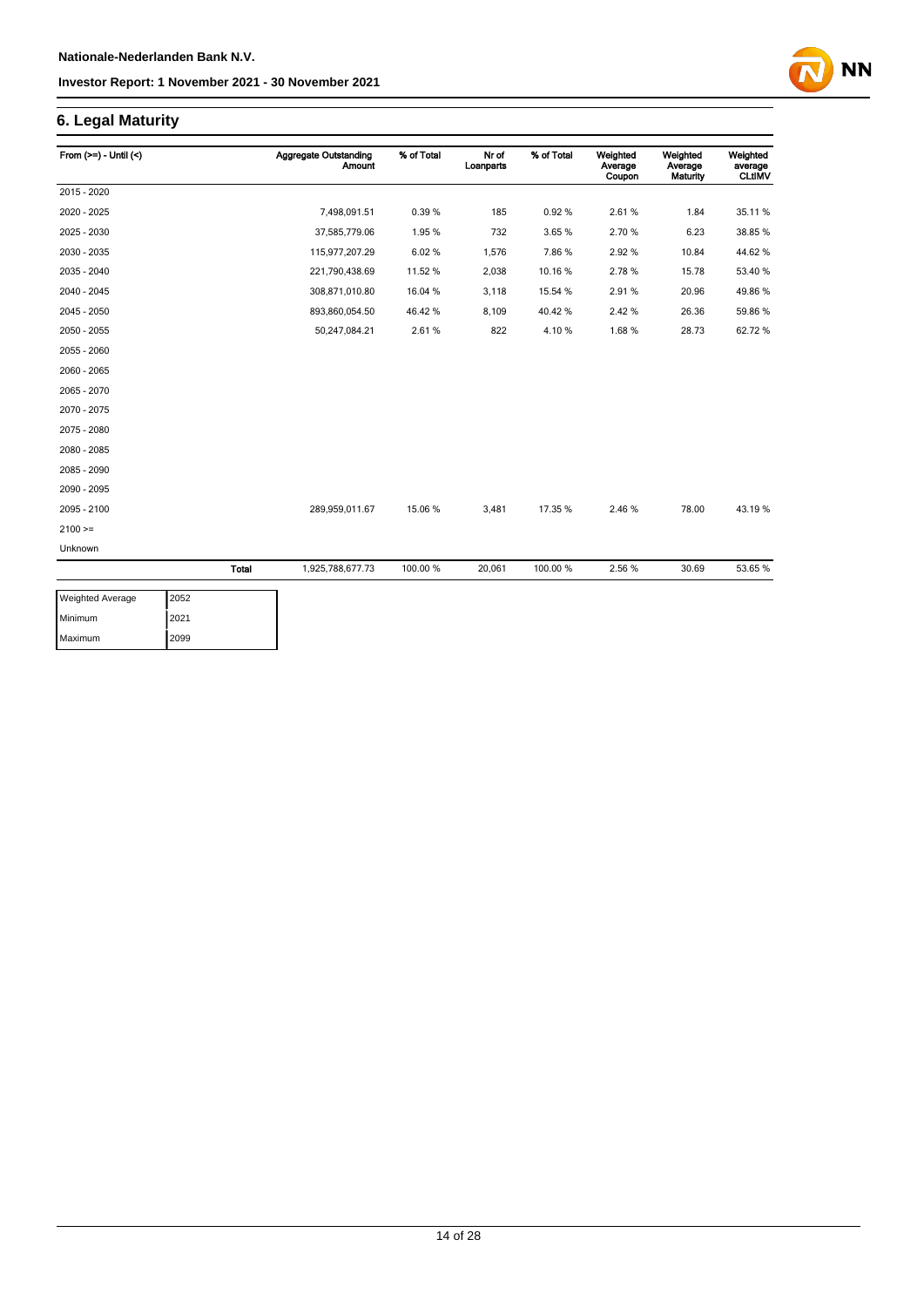## 6. Legal Maturity

| From (>=) - Until (<) | | Aggregate Outstanding Amount | % of Total | Nr of Loanparts | % of Total | Weighted Average Coupon | Weighted Average Maturity | Weighted average CLtIMV |
|---|---|---|---|---|---|---|---|---|
| 2015 - 2020 | | | | | | | | |
| 2020 - 2025 | | 7,498,091.51 | 0.39 % | 185 | 0.92 % | 2.61 % | 1.84 | 35.11 % |
| 2025 - 2030 | | 37,585,779.06 | 1.95 % | 732 | 3.65 % | 2.70 % | 6.23 | 38.85 % |
| 2030 - 2035 | | 115,977,207.29 | 6.02 % | 1,576 | 7.86 % | 2.92 % | 10.84 | 44.62 % |
| 2035 - 2040 | | 221,790,438.69 | 11.52 % | 2,038 | 10.16 % | 2.78 % | 15.78 | 53.40 % |
| 2040 - 2045 | | 308,871,010.80 | 16.04 % | 3,118 | 15.54 % | 2.91 % | 20.96 | 49.86 % |
| 2045 - 2050 | | 893,860,054.50 | 46.42 % | 8,109 | 40.42 % | 2.42 % | 26.36 | 59.86 % |
| 2050 - 2055 | | 50,247,084.21 | 2.61 % | 822 | 4.10 % | 1.68 % | 28.73 | 62.72 % |
| 2055 - 2060 | | | | | | | | |
| 2060 - 2065 | | | | | | | | |
| 2065 - 2070 | | | | | | | | |
| 2070 - 2075 | | | | | | | | |
| 2075 - 2080 | | | | | | | | |
| 2080 - 2085 | | | | | | | | |
| 2085 - 2090 | | | | | | | | |
| 2090 - 2095 | | | | | | | | |
| 2095 - 2100 | | 289,959,011.67 | 15.06 % | 3,481 | 17.35 % | 2.46 % | 78.00 | 43.19 % |
| 2100 >= | | | | | | | | |
| Unknown | | | | | | | | |
| | **Total** | 1,925,788,677.73 | 100.00 % | 20,061 | 100.00 % | 2.56 % | 30.69 | 53.65 % |

| | |
|---|---|
| Weighted Average | 2052 |
| Minimum | 2021 |
| Maximum | 2099 |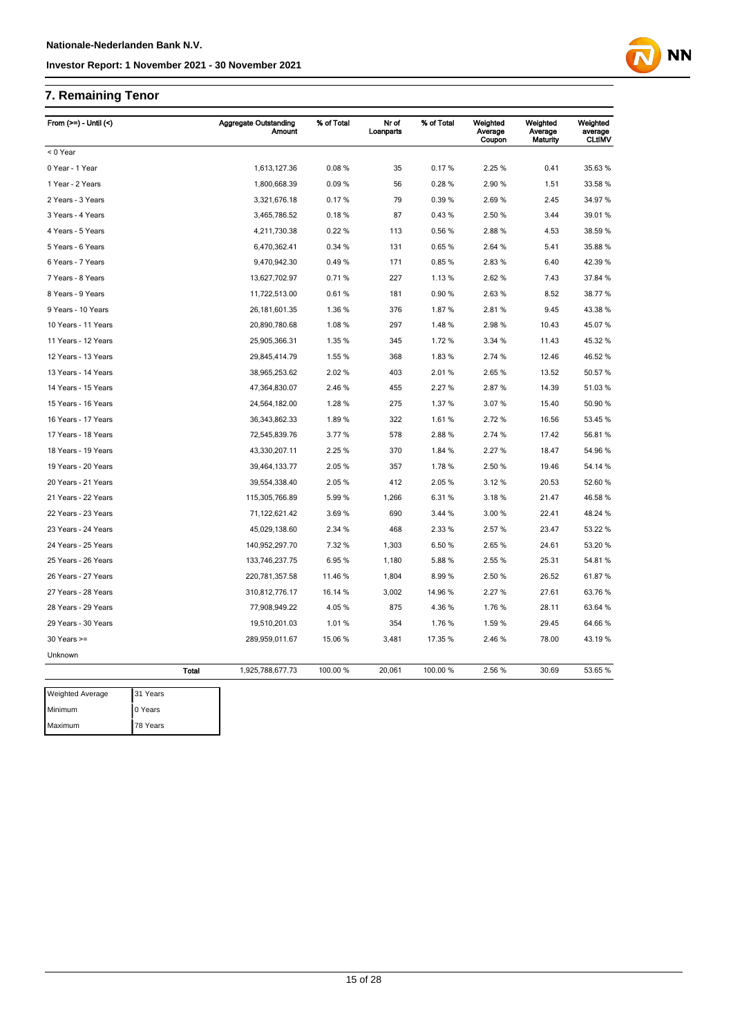## 7. Remaining Tenor

| From (>=) - Until (<) | | Aggregate Outstanding Amount | % of Total | Nr of Loanparts | % of Total | Weighted Average Coupon | Weighted Average Maturity | Weighted average CLtIMV |
|---|---|---|---|---|---|---|---|---|
| < 0 Year | | | | | | | | |
| 0 Year - 1 Year | | 1,613,127.36 | 0.08 % | 35 | 0.17 % | 2.25 % | 0.41 | 35.63 % |
| 1 Year - 2 Years | | 1,800,668.39 | 0.09 % | 56 | 0.28 % | 2.90 % | 1.51 | 33.58 % |
| 2 Years - 3 Years | | 3,321,676.18 | 0.17 % | 79 | 0.39 % | 2.69 % | 2.45 | 34.97 % |
| 3 Years - 4 Years | | 3,465,786.52 | 0.18 % | 87 | 0.43 % | 2.50 % | 3.44 | 39.01 % |
| 4 Years - 5 Years | | 4,211,730.38 | 0.22 % | 113 | 0.56 % | 2.88 % | 4.53 | 38.59 % |
| 5 Years - 6 Years | | 6,470,362.41 | 0.34 % | 131 | 0.65 % | 2.64 % | 5.41 | 35.88 % |
| 6 Years - 7 Years | | 9,470,942.30 | 0.49 % | 171 | 0.85 % | 2.83 % | 6.40 | 42.39 % |
| 7 Years - 8 Years | | 13,627,702.97 | 0.71 % | 227 | 1.13 % | 2.62 % | 7.43 | 37.84 % |
| 8 Years - 9 Years | | 11,722,513.00 | 0.61 % | 181 | 0.90 % | 2.63 % | 8.52 | 38.77 % |
| 9 Years - 10 Years | | 26,181,601.35 | 1.36 % | 376 | 1.87 % | 2.81 % | 9.45 | 43.38 % |
| 10 Years - 11 Years | | 20,890,780.68 | 1.08 % | 297 | 1.48 % | 2.98 % | 10.43 | 45.07 % |
| 11 Years - 12 Years | | 25,905,366.31 | 1.35 % | 345 | 1.72 % | 3.34 % | 11.43 | 45.32 % |
| 12 Years - 13 Years | | 29,845,414.79 | 1.55 % | 368 | 1.83 % | 2.74 % | 12.46 | 46.52 % |
| 13 Years - 14 Years | | 38,965,253.62 | 2.02 % | 403 | 2.01 % | 2.65 % | 13.52 | 50.57 % |
| 14 Years - 15 Years | | 47,364,830.07 | 2.46 % | 455 | 2.27 % | 2.87 % | 14.39 | 51.03 % |
| 15 Years - 16 Years | | 24,564,182.00 | 1.28 % | 275 | 1.37 % | 3.07 % | 15.40 | 50.90 % |
| 16 Years - 17 Years | | 36,343,862.33 | 1.89 % | 322 | 1.61 % | 2.72 % | 16.56 | 53.45 % |
| 17 Years - 18 Years | | 72,545,839.76 | 3.77 % | 578 | 2.88 % | 2.74 % | 17.42 | 56.81 % |
| 18 Years - 19 Years | | 43,330,207.11 | 2.25 % | 370 | 1.84 % | 2.27 % | 18.47 | 54.96 % |
| 19 Years - 20 Years | | 39,464,133.77 | 2.05 % | 357 | 1.78 % | 2.50 % | 19.46 | 54.14 % |
| 20 Years - 21 Years | | 39,554,338.40 | 2.05 % | 412 | 2.05 % | 3.12 % | 20.53 | 52.60 % |
| 21 Years - 22 Years | | 115,305,766.89 | 5.99 % | 1,266 | 6.31 % | 3.18 % | 21.47 | 46.58 % |
| 22 Years - 23 Years | | 71,122,621.42 | 3.69 % | 690 | 3.44 % | 3.00 % | 22.41 | 48.24 % |
| 23 Years - 24 Years | | 45,029,138.60 | 2.34 % | 468 | 2.33 % | 2.57 % | 23.47 | 53.22 % |
| 24 Years - 25 Years | | 140,952,297.70 | 7.32 % | 1,303 | 6.50 % | 2.65 % | 24.61 | 53.20 % |
| 25 Years - 26 Years | | 133,746,237.75 | 6.95 % | 1,180 | 5.88 % | 2.55 % | 25.31 | 54.81 % |
| 26 Years - 27 Years | | 220,781,357.58 | 11.46 % | 1,804 | 8.99 % | 2.50 % | 26.52 | 61.87 % |
| 27 Years - 28 Years | | 310,812,776.17 | 16.14 % | 3,002 | 14.96 % | 2.27 % | 27.61 | 63.76 % |
| 28 Years - 29 Years | | 77,908,949.22 | 4.05 % | 875 | 4.36 % | 1.76 % | 28.11 | 63.64 % |
| 29 Years - 30 Years | | 19,510,201.03 | 1.01 % | 354 | 1.76 % | 1.59 % | 29.45 | 64.66 % |
| 30 Years >= | | 289,959,011.67 | 15.06 % | 3,481 | 17.35 % | 2.46 % | 78.00 | 43.19 % |
| Unknown | | | | | | | | |
| | **Total** | 1,925,788,677.73 | 100.00 % | 20,061 | 100.00 % | 2.56 % | 30.69 | 53.65 % |

| | |
|---|---|
| Weighted Average | 31 Years |
| Minimum | 0 Years |
| Maximum | 78 Years |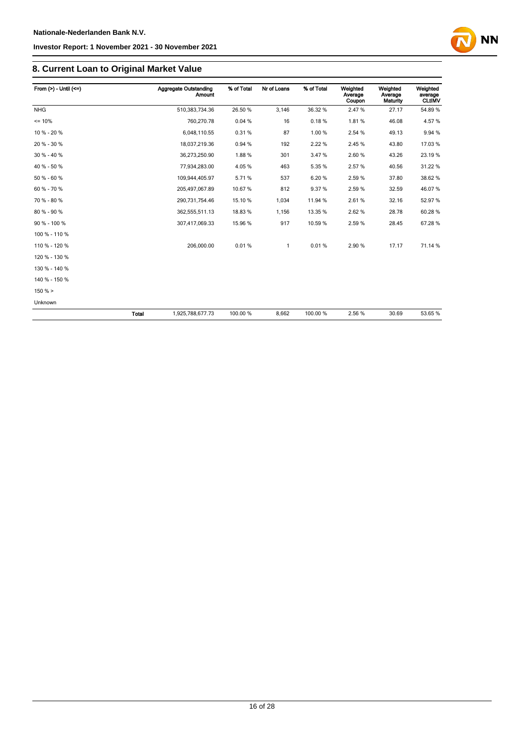## 8. Current Loan to Original Market Value

| From (>) - Until (<=) | | Aggregate Outstanding Amount | % of Total | Nr of Loans | % of Total | Weighted Average Coupon | Weighted Average Maturity | Weighted average CLtIMV |
|---|---|---|---|---|---|---|---|---|
| NHG | | 510,383,734.36 | 26.50 % | 3,146 | 36.32 % | 2.47 % | 27.17 | 54.89 % |
| <= 10% | | 760,270.78 | 0.04 % | 16 | 0.18 % | 1.81 % | 46.08 | 4.57 % |
| 10 % - 20 % | | 6,048,110.55 | 0.31 % | 87 | 1.00 % | 2.54 % | 49.13 | 9.94 % |
| 20 % - 30 % | | 18,037,219.36 | 0.94 % | 192 | 2.22 % | 2.45 % | 43.80 | 17.03 % |
| 30 % - 40 % | | 36,273,250.90 | 1.88 % | 301 | 3.47 % | 2.60 % | 43.26 | 23.19 % |
| 40 % - 50 % | | 77,934,283.00 | 4.05 % | 463 | 5.35 % | 2.57 % | 40.56 | 31.22 % |
| 50 % - 60 % | | 109,944,405.97 | 5.71 % | 537 | 6.20 % | 2.59 % | 37.80 | 38.62 % |
| 60 % - 70 % | | 205,497,067.89 | 10.67 % | 812 | 9.37 % | 2.59 % | 32.59 | 46.07 % |
| 70 % - 80 % | | 290,731,754.46 | 15.10 % | 1,034 | 11.94 % | 2.61 % | 32.16 | 52.97 % |
| 80 % - 90 % | | 362,555,511.13 | 18.83 % | 1,156 | 13.35 % | 2.62 % | 28.78 | 60.28 % |
| 90 % - 100 % | | 307,417,069.33 | 15.96 % | 917 | 10.59 % | 2.59 % | 28.45 | 67.28 % |
| 100 % - 110 % | | | | | | | | |
| 110 % - 120 % | | 206,000.00 | 0.01 % | 1 | 0.01 % | 2.90 % | 17.17 | 71.14 % |
| 120 % - 130 % | | | | | | | | |
| 130 % - 140 % | | | | | | | | |
| 140 % - 150 % | | | | | | | | |
| 150 % > | | | | | | | | |
| Unknown | | | | | | | | |
| | **Total** | 1,925,788,677.73 | 100.00 % | 8,662 | 100.00 % | 2.56 % | 30.69 | 53.65 % |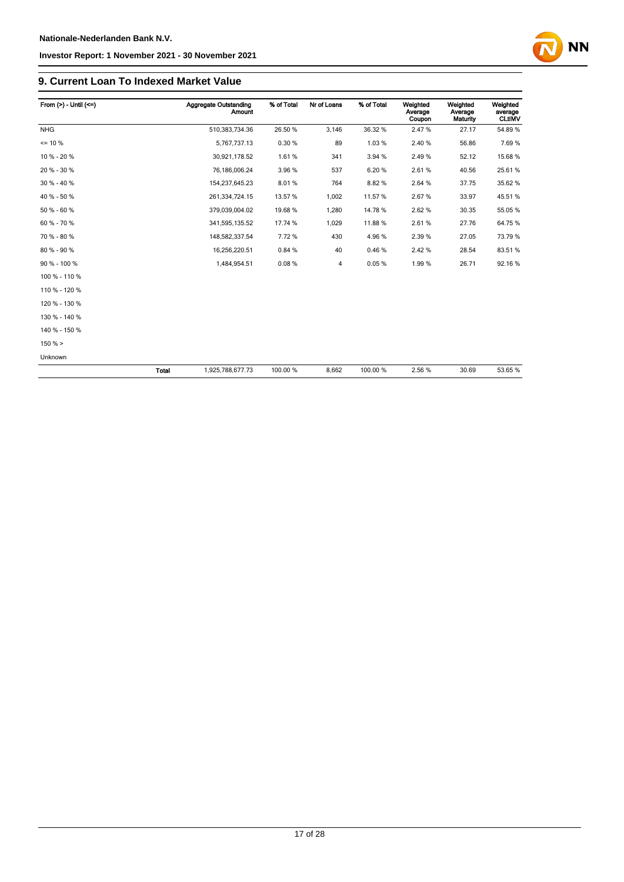## 9. Current Loan To Indexed Market Value

| From (>) - Until (<=) | | Aggregate Outstanding Amount | % of Total | Nr of Loans | % of Total | Weighted Average Coupon | Weighted Average Maturity | Weighted average CLtIMV |
|---|---|---|---|---|---|---|---|---|
| NHG | | 510,383,734.36 | 26.50 % | 3,146 | 36.32 % | 2.47 % | 27.17 | 54.89 % |
| <= 10 % | | 5,767,737.13 | 0.30 % | 89 | 1.03 % | 2.40 % | 56.86 | 7.69 % |
| 10 % - 20 % | | 30,921,178.52 | 1.61 % | 341 | 3.94 % | 2.49 % | 52.12 | 15.68 % |
| 20 % - 30 % | | 76,186,006.24 | 3.96 % | 537 | 6.20 % | 2.61 % | 40.56 | 25.61 % |
| 30 % - 40 % | | 154,237,645.23 | 8.01 % | 764 | 8.82 % | 2.64 % | 37.75 | 35.62 % |
| 40 % - 50 % | | 261,334,724.15 | 13.57 % | 1,002 | 11.57 % | 2.67 % | 33.97 | 45.51 % |
| 50 % - 60 % | | 379,039,004.02 | 19.68 % | 1,280 | 14.78 % | 2.62 % | 30.35 | 55.05 % |
| 60 % - 70 % | | 341,595,135.52 | 17.74 % | 1,029 | 11.88 % | 2.61 % | 27.76 | 64.75 % |
| 70 % - 80 % | | 148,582,337.54 | 7.72 % | 430 | 4.96 % | 2.39 % | 27.05 | 73.79 % |
| 80 % - 90 % | | 16,256,220.51 | 0.84 % | 40 | 0.46 % | 2.42 % | 28.54 | 83.51 % |
| 90 % - 100 % | | 1,484,954.51 | 0.08 % | 4 | 0.05 % | 1.99 % | 26.71 | 92.16 % |
| 100 % - 110 % | | | | | | | | |
| 110 % - 120 % | | | | | | | | |
| 120 % - 130 % | | | | | | | | |
| 130 % - 140 % | | | | | | | | |
| 140 % - 150 % | | | | | | | | |
| 150 % > | | | | | | | | |
| Unknown | | | | | | | | |
| | Total | 1,925,788,677.73 | 100.00 % | 8,662 | 100.00 % | 2.56 % | 30.69 | 53.65 % |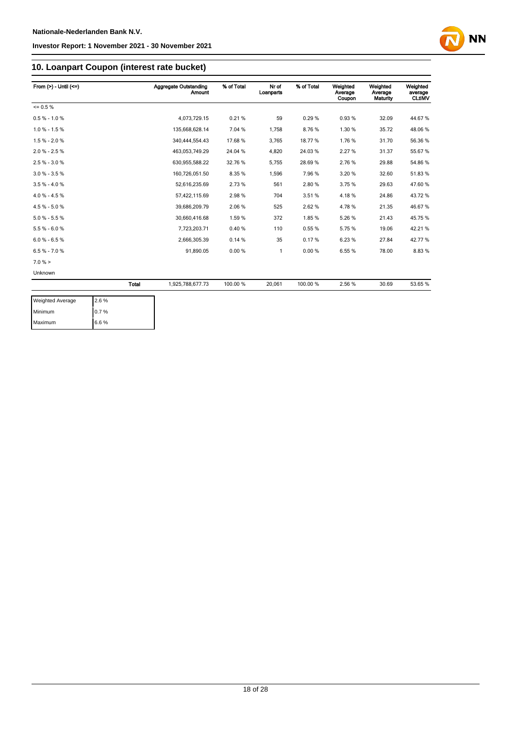## 10. Loanpart Coupon (interest rate bucket)

| From (>) - Until (<=) | | Aggregate Outstanding Amount | % of Total | Nr of Loanparts | % of Total | Weighted Average Coupon | Weighted Average Maturity | Weighted average CLtIMV |
|---|---|---|---|---|---|---|---|---|
| <= 0.5 % | | | | | | | | |
| 0.5 % - 1.0 % | | 4,073,729.15 | 0.21 % | 59 | 0.29 % | 0.93 % | 32.09 | 44.67 % |
| 1.0 % - 1.5 % | | 135,668,628.14 | 7.04 % | 1,758 | 8.76 % | 1.30 % | 35.72 | 48.06 % |
| 1.5 % - 2.0 % | | 340,444,554.43 | 17.68 % | 3,765 | 18.77 % | 1.76 % | 31.70 | 56.36 % |
| 2.0 % - 2.5 % | | 463,053,749.29 | 24.04 % | 4,820 | 24.03 % | 2.27 % | 31.37 | 55.67 % |
| 2.5 % - 3.0 % | | 630,955,588.22 | 32.76 % | 5,755 | 28.69 % | 2.76 % | 29.88 | 54.86 % |
| 3.0 % - 3.5 % | | 160,726,051.50 | 8.35 % | 1,596 | 7.96 % | 3.20 % | 32.60 | 51.83 % |
| 3.5 % - 4.0 % | | 52,616,235.69 | 2.73 % | 561 | 2.80 % | 3.75 % | 29.63 | 47.60 % |
| 4.0 % - 4.5 % | | 57,422,115.69 | 2.98 % | 704 | 3.51 % | 4.18 % | 24.86 | 43.72 % |
| 4.5 % - 5.0 % | | 39,686,209.79 | 2.06 % | 525 | 2.62 % | 4.78 % | 21.35 | 46.67 % |
| 5.0 % - 5.5 % | | 30,660,416.68 | 1.59 % | 372 | 1.85 % | 5.26 % | 21.43 | 45.75 % |
| 5.5 % - 6.0 % | | 7,723,203.71 | 0.40 % | 110 | 0.55 % | 5.75 % | 19.06 | 42.21 % |
| 6.0 % - 6.5 % | | 2,666,305.39 | 0.14 % | 35 | 0.17 % | 6.23 % | 27.84 | 42.77 % |
| 6.5 % - 7.0 % | | 91,890.05 | 0.00 % | 1 | 0.00 % | 6.55 % | 78.00 | 8.83 % |
| 7.0 % > | | | | | | | | |
| Unknown | | | | | | | | |
| | Total | 1,925,788,677.73 | 100.00 % | 20,061 | 100.00 % | 2.56 % | 30.69 | 53.65 % |

| | |
|---|---|
| Weighted Average | 2.6 % |
| Minimum | 0.7 % |
| Maximum | 6.6 % |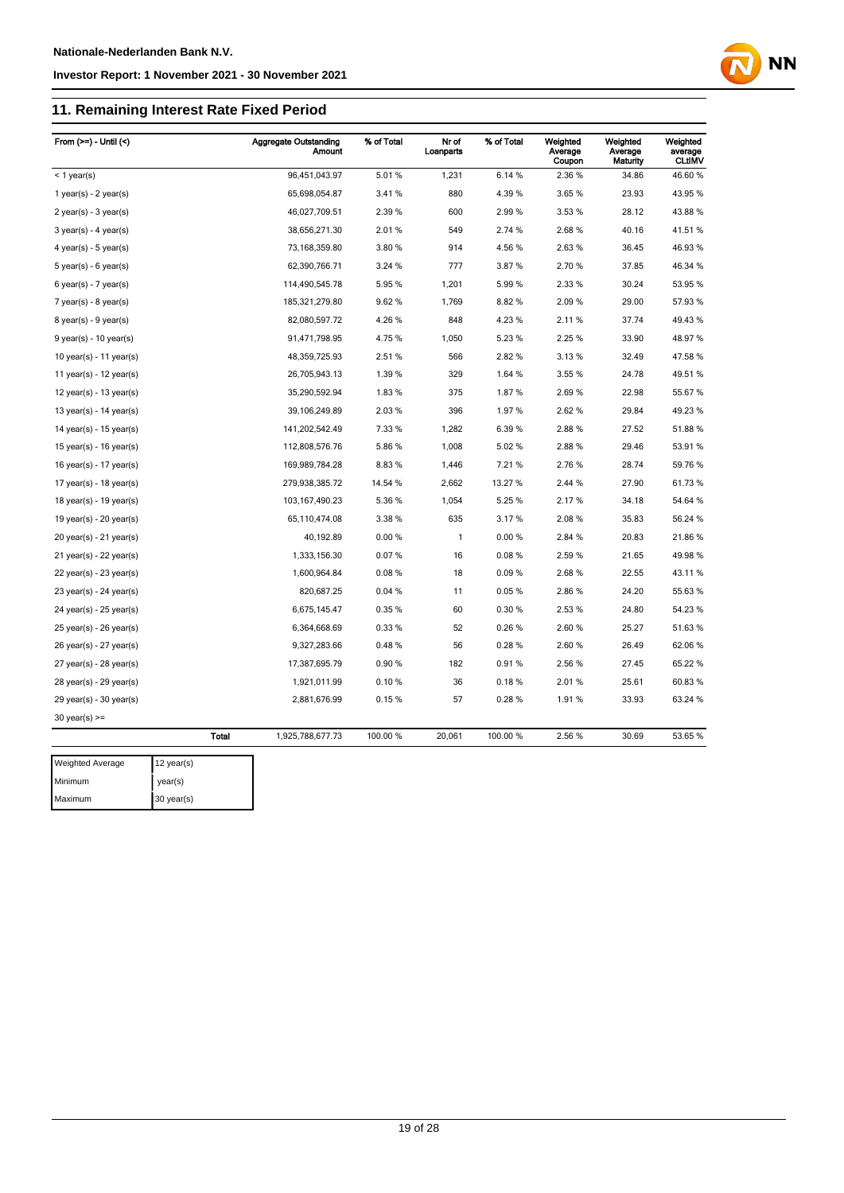## 11. Remaining Interest Rate Fixed Period

| From (>=) - Until (<) | Aggregate Outstanding Amount | % of Total | Nr of Loanparts | % of Total | Weighted Average Coupon | Weighted Average Maturity | Weighted average CLtIMV |
|---|---|---|---|---|---|---|---|
| < 1 year(s) | 96,451,043.97 | 5.01 % | 1,231 | 6.14 % | 2.36 % | 34.86 | 46.60 % |
| 1 year(s) - 2 year(s) | 65,698,054.87 | 3.41 % | 880 | 4.39 % | 3.65 % | 23.93 | 43.95 % |
| 2 year(s) - 3 year(s) | 46,027,709.51 | 2.39 % | 600 | 2.99 % | 3.53 % | 28.12 | 43.88 % |
| 3 year(s) - 4 year(s) | 38,656,271.30 | 2.01 % | 549 | 2.74 % | 2.68 % | 40.16 | 41.51 % |
| 4 year(s) - 5 year(s) | 73,168,359.80 | 3.80 % | 914 | 4.56 % | 2.63 % | 36.45 | 46.93 % |
| 5 year(s) - 6 year(s) | 62,390,766.71 | 3.24 % | 777 | 3.87 % | 2.70 % | 37.85 | 46.34 % |
| 6 year(s) - 7 year(s) | 114,490,545.78 | 5.95 % | 1,201 | 5.99 % | 2.33 % | 30.24 | 53.95 % |
| 7 year(s) - 8 year(s) | 185,321,279.80 | 9.62 % | 1,769 | 8.82 % | 2.09 % | 29.00 | 57.93 % |
| 8 year(s) - 9 year(s) | 82,080,597.72 | 4.26 % | 848 | 4.23 % | 2.11 % | 37.74 | 49.43 % |
| 9 year(s) - 10 year(s) | 91,471,798.95 | 4.75 % | 1,050 | 5.23 % | 2.25 % | 33.90 | 48.97 % |
| 10 year(s) - 11 year(s) | 48,359,725.93 | 2.51 % | 566 | 2.82 % | 3.13 % | 32.49 | 47.58 % |
| 11 year(s) - 12 year(s) | 26,705,943.13 | 1.39 % | 329 | 1.64 % | 3.55 % | 24.78 | 49.51 % |
| 12 year(s) - 13 year(s) | 35,290,592.94 | 1.83 % | 375 | 1.87 % | 2.69 % | 22.98 | 55.67 % |
| 13 year(s) - 14 year(s) | 39,106,249.89 | 2.03 % | 396 | 1.97 % | 2.62 % | 29.84 | 49.23 % |
| 14 year(s) - 15 year(s) | 141,202,542.49 | 7.33 % | 1,282 | 6.39 % | 2.88 % | 27.52 | 51.88 % |
| 15 year(s) - 16 year(s) | 112,808,576.76 | 5.86 % | 1,008 | 5.02 % | 2.88 % | 29.46 | 53.91 % |
| 16 year(s) - 17 year(s) | 169,989,784.28 | 8.83 % | 1,446 | 7.21 % | 2.76 % | 28.74 | 59.76 % |
| 17 year(s) - 18 year(s) | 279,938,385.72 | 14.54 % | 2,662 | 13.27 % | 2.44 % | 27.90 | 61.73 % |
| 18 year(s) - 19 year(s) | 103,167,490.23 | 5.36 % | 1,054 | 5.25 % | 2.17 % | 34.18 | 54.64 % |
| 19 year(s) - 20 year(s) | 65,110,474.08 | 3.38 % | 635 | 3.17 % | 2.08 % | 35.83 | 56.24 % |
| 20 year(s) - 21 year(s) | 40,192.89 | 0.00 % | 1 | 0.00 % | 2.84 % | 20.83 | 21.86 % |
| 21 year(s) - 22 year(s) | 1,333,156.30 | 0.07 % | 16 | 0.08 % | 2.59 % | 21.65 | 49.98 % |
| 22 year(s) - 23 year(s) | 1,600,964.84 | 0.08 % | 18 | 0.09 % | 2.68 % | 22.55 | 43.11 % |
| 23 year(s) - 24 year(s) | 820,687.25 | 0.04 % | 11 | 0.05 % | 2.86 % | 24.20 | 55.63 % |
| 24 year(s) - 25 year(s) | 6,675,145.47 | 0.35 % | 60 | 0.30 % | 2.53 % | 24.80 | 54.23 % |
| 25 year(s) - 26 year(s) | 6,364,668.69 | 0.33 % | 52 | 0.26 % | 2.60 % | 25.27 | 51.63 % |
| 26 year(s) - 27 year(s) | 9,327,283.66 | 0.48 % | 56 | 0.28 % | 2.60 % | 26.49 | 62.06 % |
| 27 year(s) - 28 year(s) | 17,387,695.79 | 0.90 % | 182 | 0.91 % | 2.56 % | 27.45 | 65.22 % |
| 28 year(s) - 29 year(s) | 1,921,011.99 | 0.10 % | 36 | 0.18 % | 2.01 % | 25.61 | 60.83 % |
| 29 year(s) - 30 year(s) | 2,881,676.99 | 0.15 % | 57 | 0.28 % | 1.91 % | 33.93 | 63.24 % |
| 30 year(s) >= | | | | | | | |
| **Total** | 1,925,788,677.73 | 100.00 % | 20,061 | 100.00 % | 2.56 % | 30.69 | 53.65 % |

| | |
|---|---|
| Weighted Average | 12 year(s) |
| Minimum | year(s) |
| Maximum | 30 year(s) |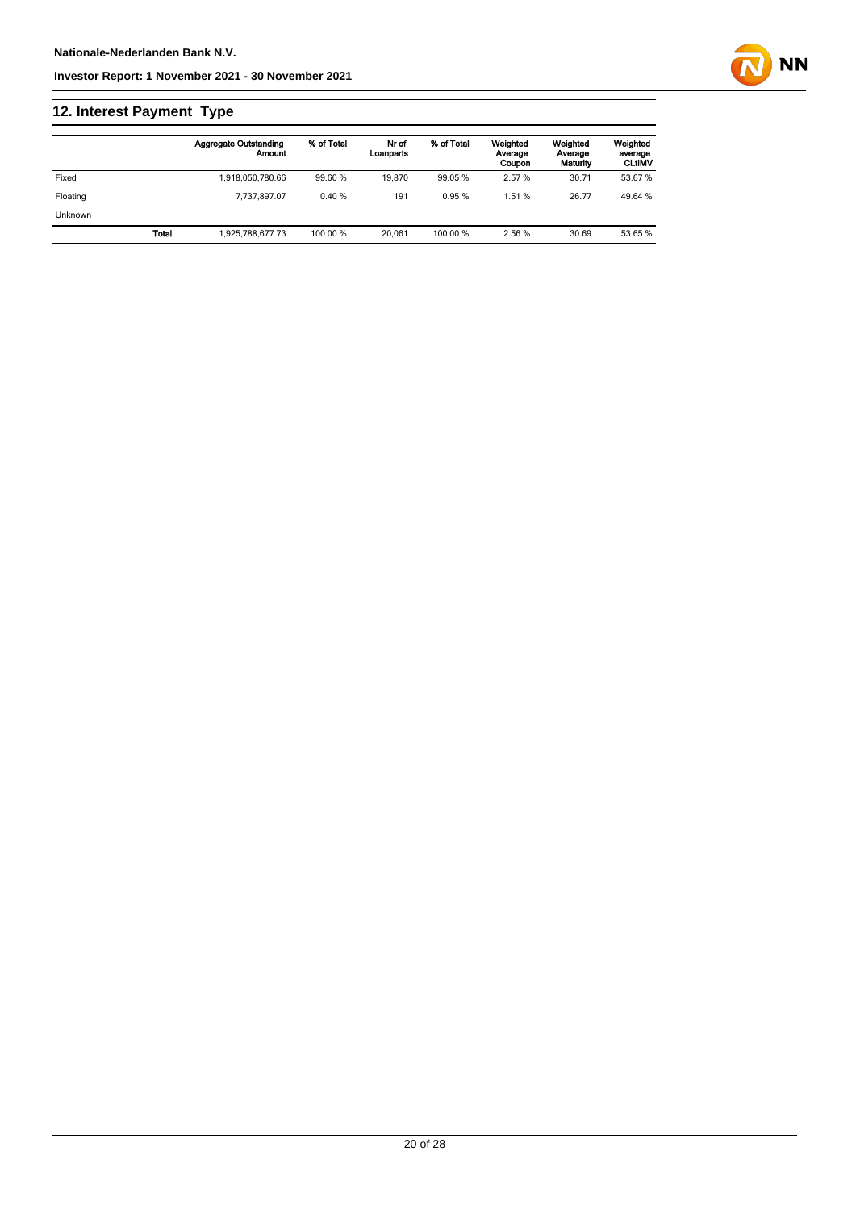## 12. Interest Payment Type

| | | Aggregate Outstanding Amount | % of Total | Nr of Loanparts | % of Total | Weighted Average Coupon | Weighted Average Maturity | Weighted average CLtIMV |
|---|---|---|---|---|---|---|---|---|
| Fixed | | 1,918,050,780.66 | 99.60 % | 19,870 | 99.05 % | 2.57 % | 30.71 | 53.67 % |
| Floating | | 7,737,897.07 | 0.40 % | 191 | 0.95 % | 1.51 % | 26.77 | 49.64 % |
| Unknown | | | | | | | | |
| | **Total** | 1,925,788,677.73 | 100.00 % | 20,061 | 100.00 % | 2.56 % | 30.69 | 53.65 % |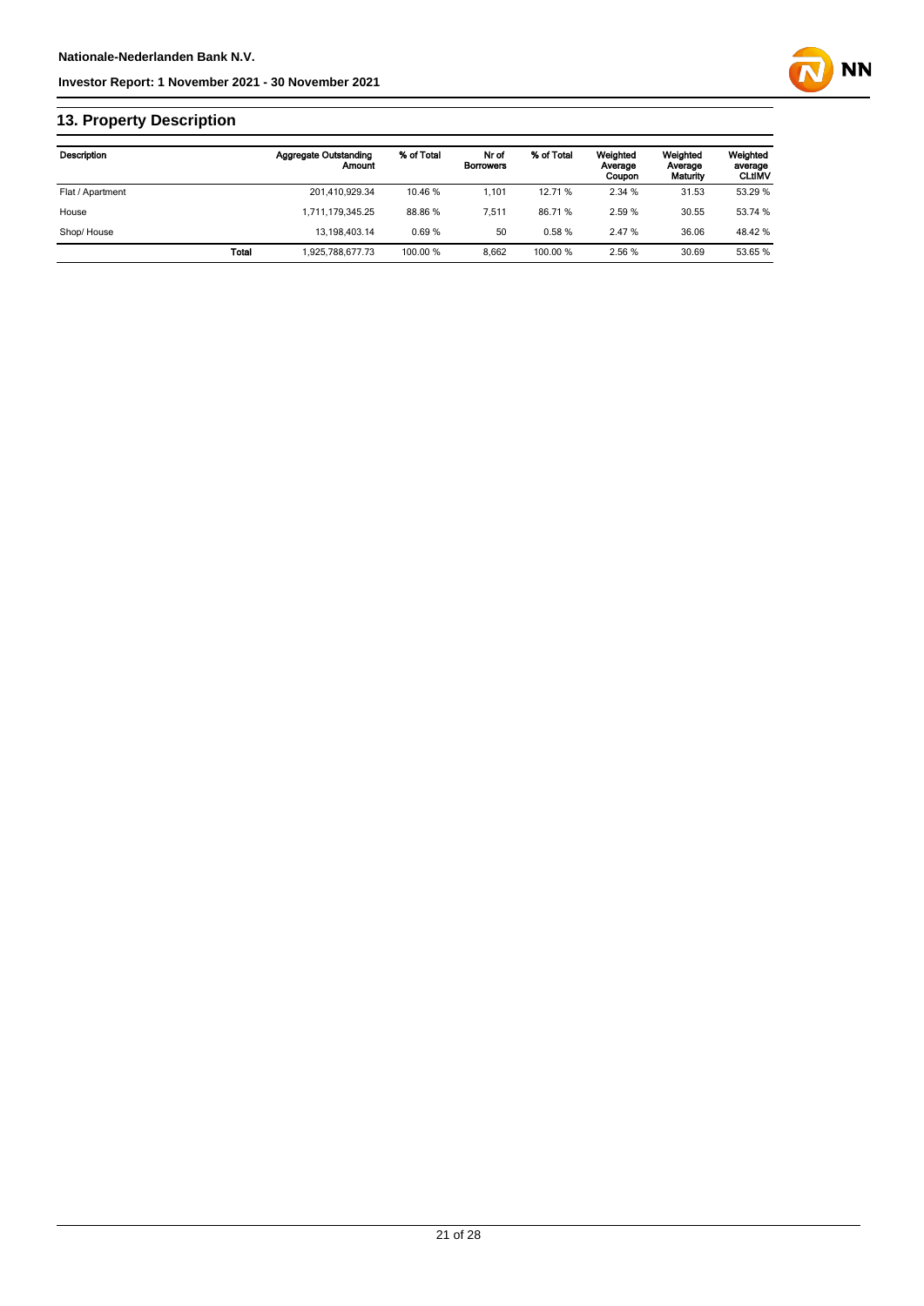## 13. Property Description

| Description | | Aggregate Outstanding Amount | % of Total | Nr of Borrowers | % of Total | Weighted Average Coupon | Weighted Average Maturity | Weighted average CLtIMV |
|---|---|---|---|---|---|---|---|---|
| Flat / Apartment | | 201,410,929.34 | 10.46 % | 1,101 | 12.71 % | 2.34 % | 31.53 | 53.29 % |
| House | | 1,711,179,345.25 | 88.86 % | 7,511 | 86.71 % | 2.59 % | 30.55 | 53.74 % |
| Shop/ House | | 13,198,403.14 | 0.69 % | 50 | 0.58 % | 2.47 % | 36.06 | 48.42 % |
| | Total | 1,925,788,677.73 | 100.00 % | 8,662 | 100.00 % | 2.56 % | 30.69 | 53.65 % |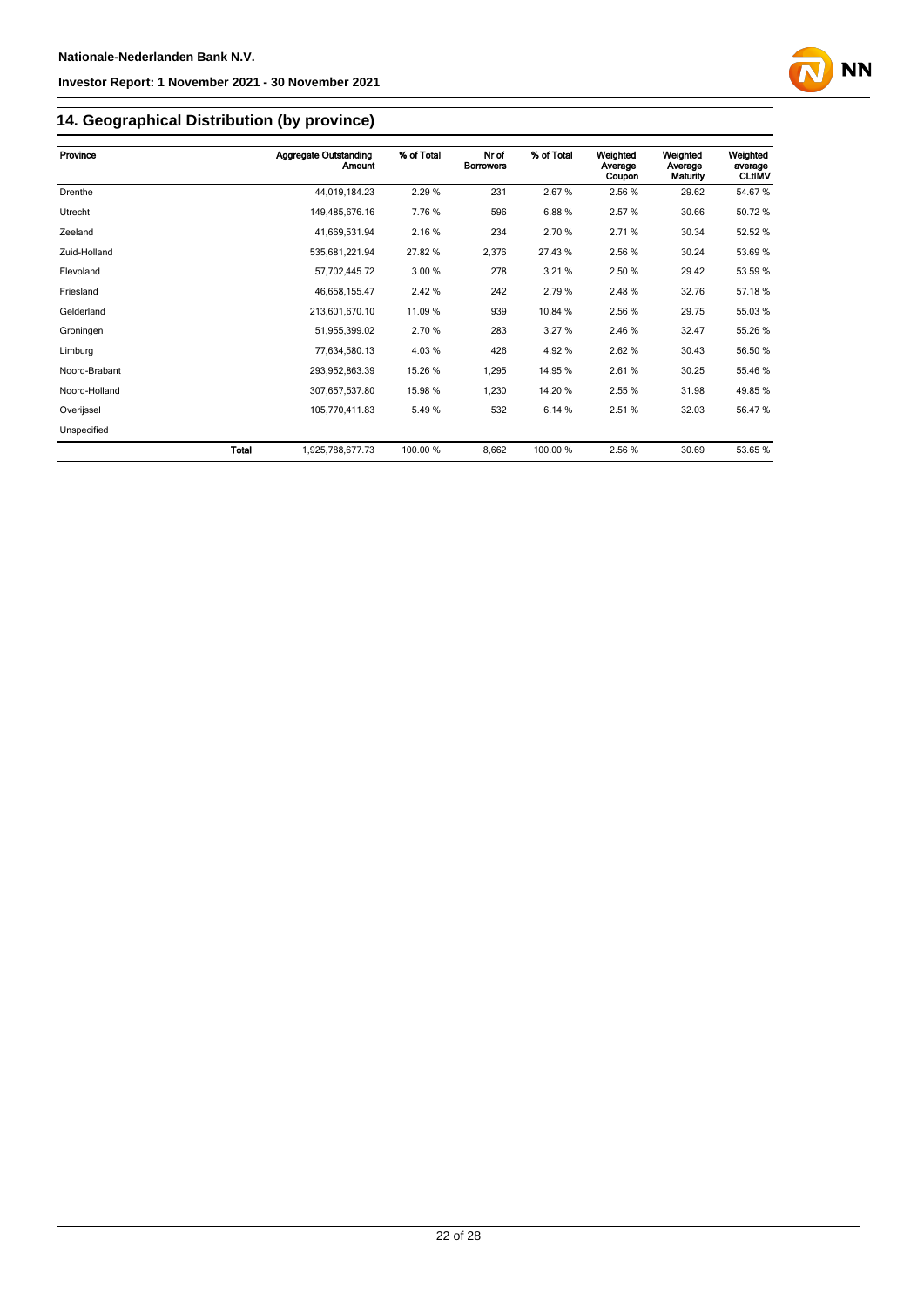## 14. Geographical Distribution (by province)

| Province | | Aggregate Outstanding Amount | % of Total | Nr of Borrowers | % of Total | Weighted Average Coupon | Weighted Average Maturity | Weighted average CLtIMV |
|---|---|---|---|---|---|---|---|---|
| Drenthe | | 44,019,184.23 | 2.29 % | 231 | 2.67 % | 2.56 % | 29.62 | 54.67 % |
| Utrecht | | 149,485,676.16 | 7.76 % | 596 | 6.88 % | 2.57 % | 30.66 | 50.72 % |
| Zeeland | | 41,669,531.94 | 2.16 % | 234 | 2.70 % | 2.71 % | 30.34 | 52.52 % |
| Zuid-Holland | | 535,681,221.94 | 27.82 % | 2,376 | 27.43 % | 2.56 % | 30.24 | 53.69 % |
| Flevoland | | 57,702,445.72 | 3.00 % | 278 | 3.21 % | 2.50 % | 29.42 | 53.59 % |
| Friesland | | 46,658,155.47 | 2.42 % | 242 | 2.79 % | 2.48 % | 32.76 | 57.18 % |
| Gelderland | | 213,601,670.10 | 11.09 % | 939 | 10.84 % | 2.56 % | 29.75 | 55.03 % |
| Groningen | | 51,955,399.02 | 2.70 % | 283 | 3.27 % | 2.46 % | 32.47 | 55.26 % |
| Limburg | | 77,634,580.13 | 4.03 % | 426 | 4.92 % | 2.62 % | 30.43 | 56.50 % |
| Noord-Brabant | | 293,952,863.39 | 15.26 % | 1,295 | 14.95 % | 2.61 % | 30.25 | 55.46 % |
| Noord-Holland | | 307,657,537.80 | 15.98 % | 1,230 | 14.20 % | 2.55 % | 31.98 | 49.85 % |
| Overijssel | | 105,770,411.83 | 5.49 % | 532 | 6.14 % | 2.51 % | 32.03 | 56.47 % |
| Unspecified | | | | | | | | |
| | **Total** | 1,925,788,677.73 | 100.00 % | 8,662 | 100.00 % | 2.56 % | 30.69 | 53.65 % |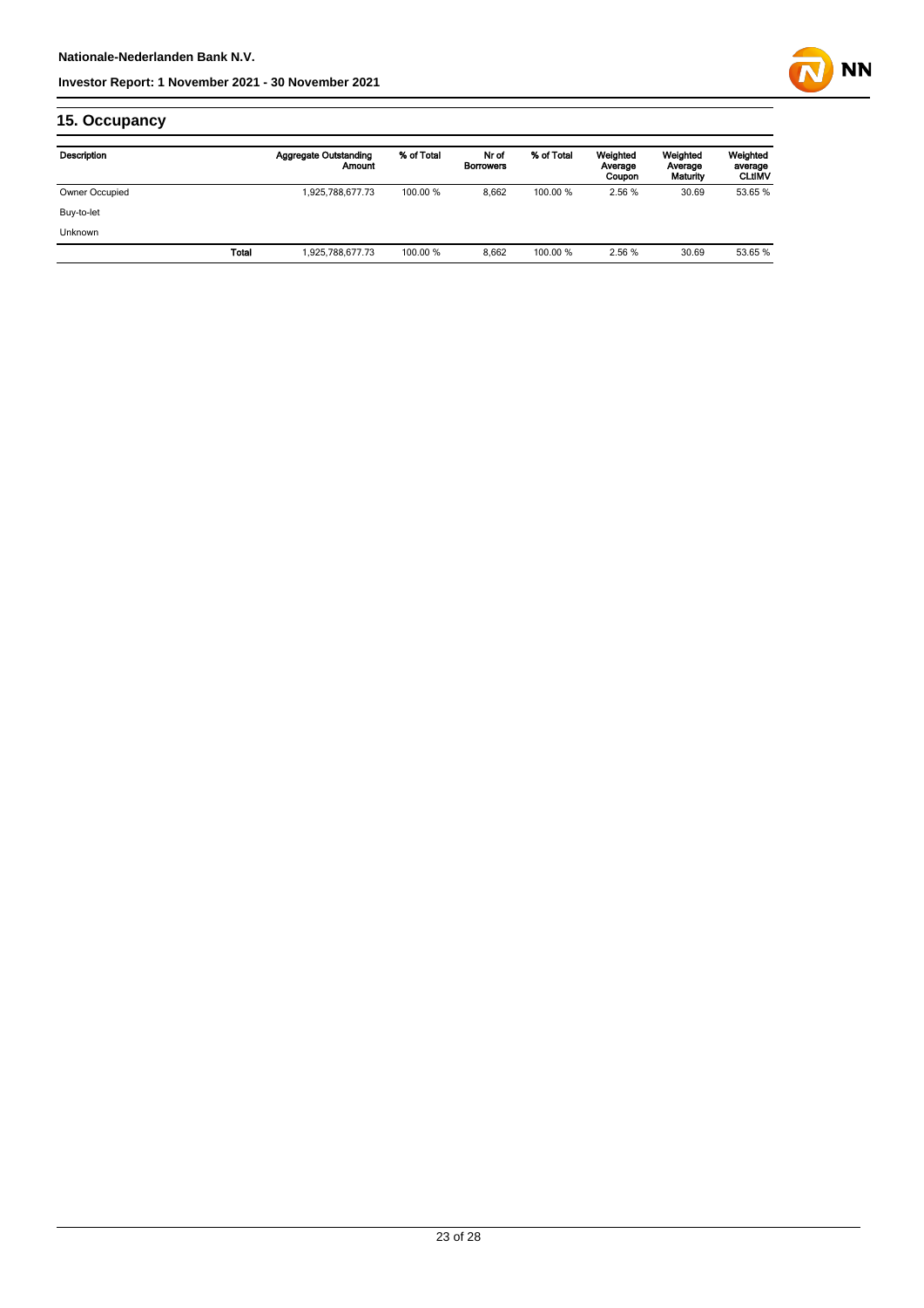## 15. Occupancy

| Description | | Aggregate Outstanding Amount | % of Total | Nr of Borrowers | % of Total | Weighted Average Coupon | Weighted Average Maturity | Weighted average CLtIMV |
|---|---|---|---|---|---|---|---|---|
| Owner Occupied | | 1,925,788,677.73 | 100.00 % | 8,662 | 100.00 % | 2.56 % | 30.69 | 53.65 % |
| Buy-to-let | | | | | | | | |
| Unknown | | | | | | | | |
| | Total | 1,925,788,677.73 | 100.00 % | 8,662 | 100.00 % | 2.56 % | 30.69 | 53.65 % |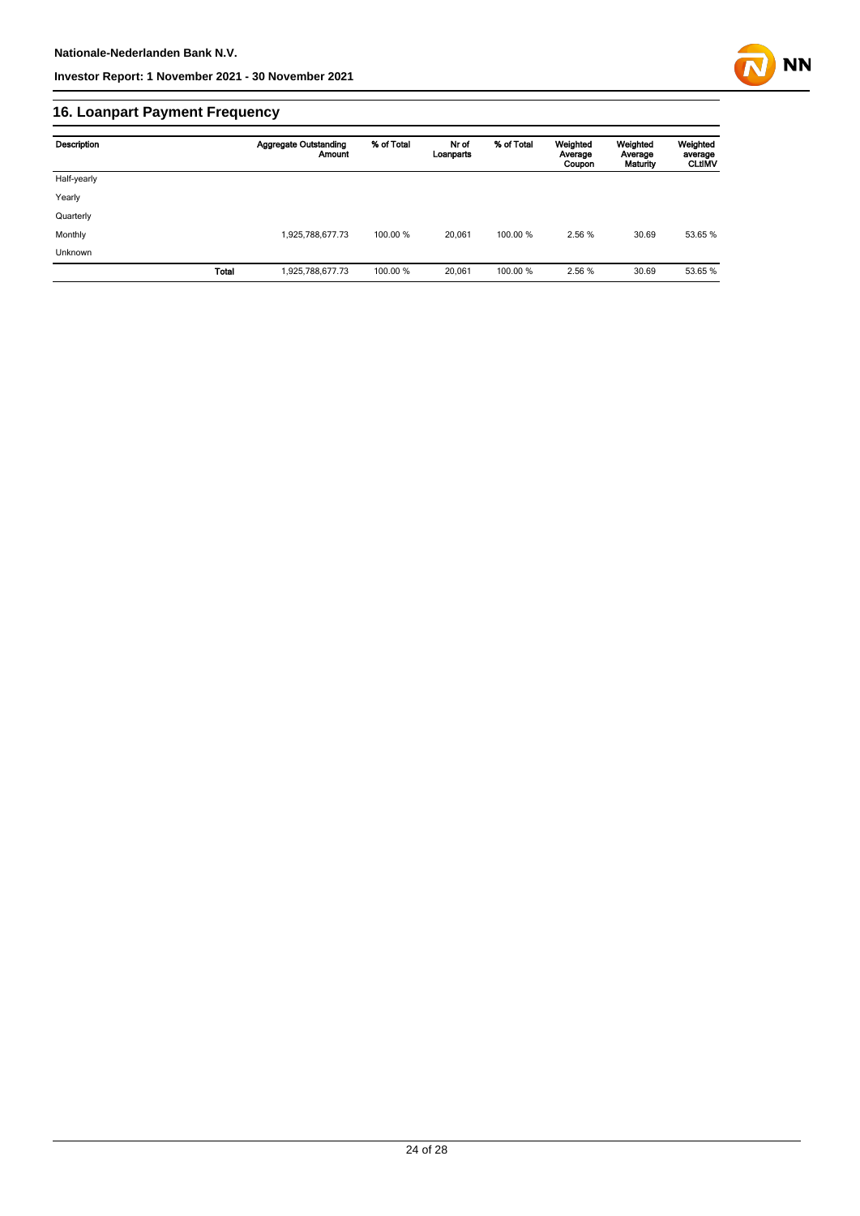## 16. Loanpart Payment Frequency

| Description | | Aggregate Outstanding Amount | % of Total | Nr of Loanparts | % of Total | Weighted Average Coupon | Weighted Average Maturity | Weighted average CLtIMV |
|---|---|---|---|---|---|---|---|---|
| Half-yearly | | | | | | | | |
| Yearly | | | | | | | | |
| Quarterly | | | | | | | | |
| Monthly | | 1,925,788,677.73 | 100.00 % | 20,061 | 100.00 % | 2.56 % | 30.69 | 53.65 % |
| Unknown | | | | | | | | |
| | **Total** | 1,925,788,677.73 | 100.00 % | 20,061 | 100.00 % | 2.56 % | 30.69 | 53.65 % |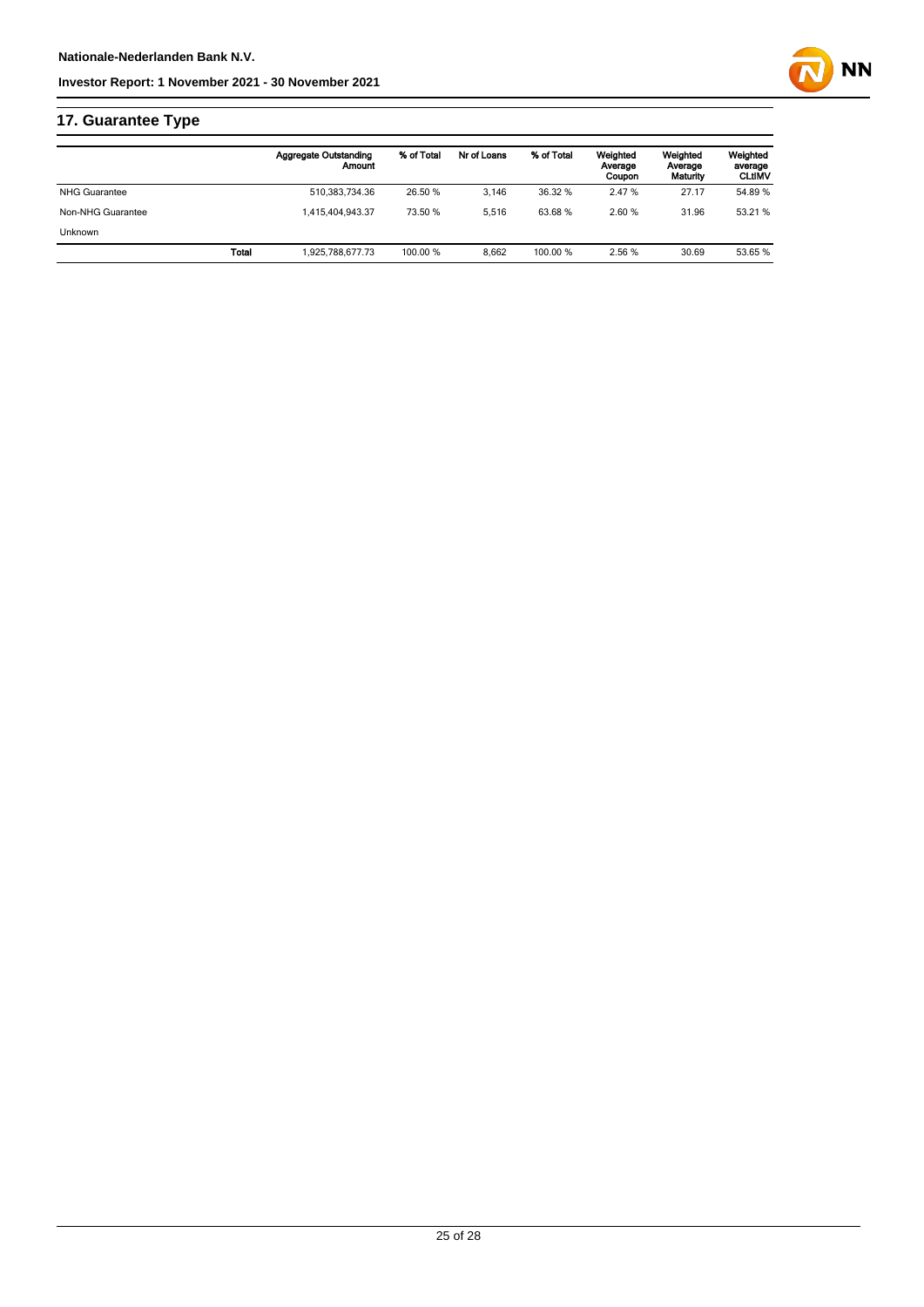## 17. Guarantee Type

| | | Aggregate Outstanding Amount | % of Total | Nr of Loans | % of Total | Weighted Average Coupon | Weighted Average Maturity | Weighted average CLtIMV |
|---|---|---|---|---|---|---|---|---|
| NHG Guarantee | | 510,383,734.36 | 26.50 % | 3,146 | 36.32 % | 2.47 % | 27.17 | 54.89 % |
| Non-NHG Guarantee | | 1,415,404,943.37 | 73.50 % | 5,516 | 63.68 % | 2.60 % | 31.96 | 53.21 % |
| Unknown | | | | | | | | |
| | **Total** | 1,925,788,677.73 | 100.00 % | 8,662 | 100.00 % | 2.56 % | 30.69 | 53.65 % |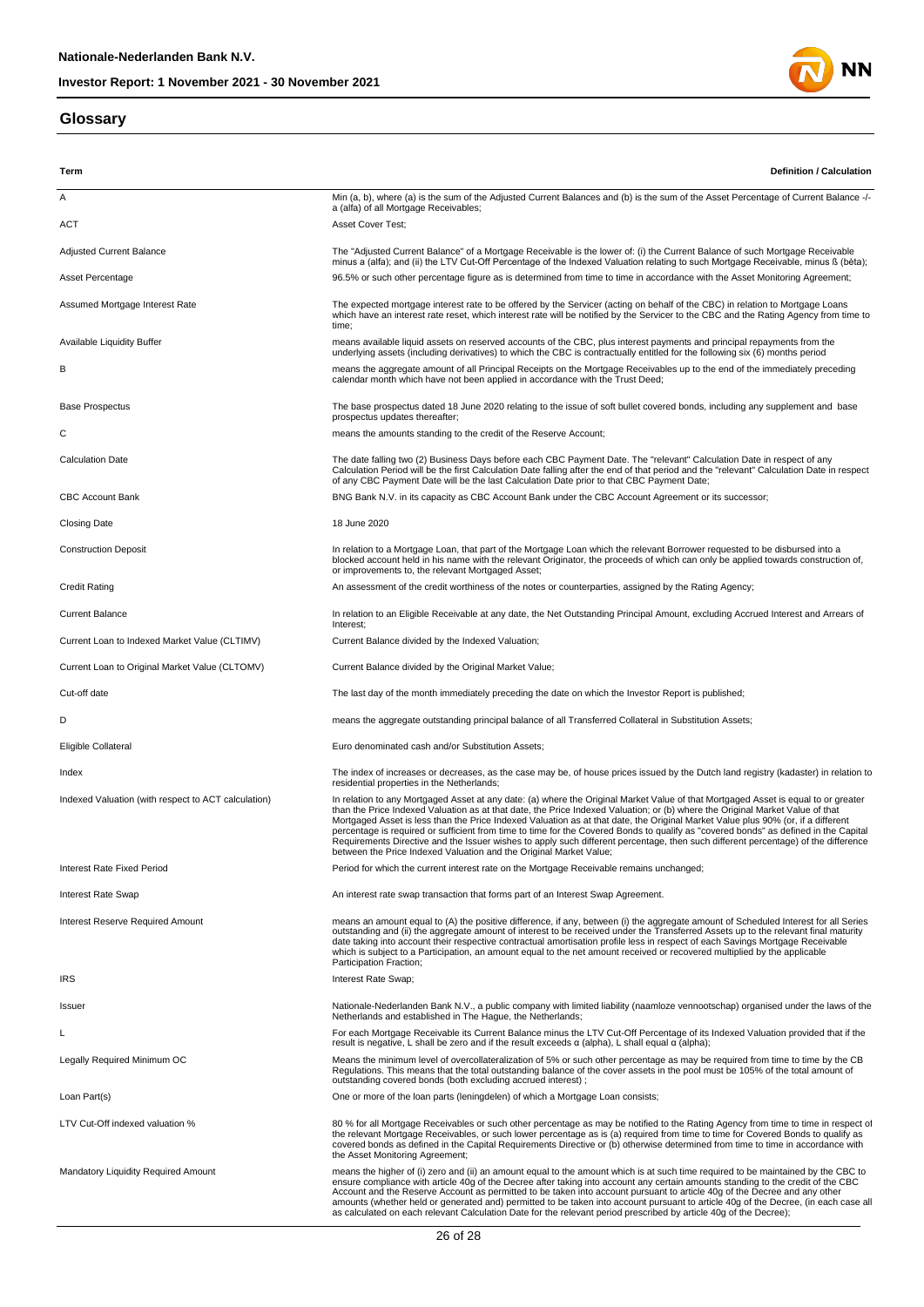## Glossary

| Term | Definition / Calculation |
|---|---|
| A | Min (a, b), where (a) is the sum of the Adjusted Current Balances and (b) is the sum of the Asset Percentage of Current Balance -/- a (alfa) of all Mortgage Receivables; |
| ACT | Asset Cover Test; |
| Adjusted Current Balance | The "Adjusted Current Balance" of a Mortgage Receivable is the lower of: (i) the Current Balance of such Mortgage Receivable minus a (alfa); and (ii) the LTV Cut-Off Percentage of the Indexed Valuation relating to such Mortgage Receivable, minus ß (bèta); |
| Asset Percentage | 96.5% or such other percentage figure as is determined from time to time in accordance with the Asset Monitoring Agreement; |
| Assumed Mortgage Interest Rate | The expected mortgage interest rate to be offered by the Servicer (acting on behalf of the CBC) in relation to Mortgage Loans which have an interest rate reset, which interest rate will be notified by the Servicer to the CBC and the Rating Agency from time to time; |
| Available Liquidity Buffer | means available liquid assets on reserved accounts of the CBC, plus interest payments and principal repayments from the underlying assets (including derivatives) to which the CBC is contractually entitled for the following six (6) months period |
| B | means the aggregate amount of all Principal Receipts on the Mortgage Receivables up to the end of the immediately preceding calendar month which have not been applied in accordance with the Trust Deed; |
| Base Prospectus | The base prospectus dated 18 June 2020 relating to the issue of soft bullet covered bonds, including any supplement and base prospectus updates thereafter; |
| C | means the amounts standing to the credit of the Reserve Account; |
| Calculation Date | The date falling two (2) Business Days before each CBC Payment Date. The "relevant" Calculation Date in respect of any Calculation Period will be the first Calculation Date falling after the end of that period and the "relevant" Calculation Date in respect of any CBC Payment Date will be the last Calculation Date prior to that CBC Payment Date; |
| CBC Account Bank | BNG Bank N.V. in its capacity as CBC Account Bank under the CBC Account Agreement or its successor; |
| Closing Date | 18 June 2020 |
| Construction Deposit | In relation to a Mortgage Loan, that part of the Mortgage Loan which the relevant Borrower requested to be disbursed into a blocked account held in his name with the relevant Originator, the proceeds of which can only be applied towards construction of, or improvements to, the relevant Mortgaged Asset; |
| Credit Rating | An assessment of the credit worthiness of the notes or counterparties, assigned by the Rating Agency; |
| Current Balance | In relation to an Eligible Receivable at any date, the Net Outstanding Principal Amount, excluding Accrued Interest and Arrears of Interest; |
| Current Loan to Indexed Market Value (CLTIMV) | Current Balance divided by the Indexed Valuation; |
| Current Loan to Original Market Value (CLTOMV) | Current Balance divided by the Original Market Value; |
| Cut-off date | The last day of the month immediately preceding the date on which the Investor Report is published; |
| D | means the aggregate outstanding principal balance of all Transferred Collateral in Substitution Assets; |
| Eligible Collateral | Euro denominated cash and/or Substitution Assets; |
| Index | The index of increases or decreases, as the case may be, of house prices issued by the Dutch land registry (kadaster) in relation to residential properties in the Netherlands; |
| Indexed Valuation (with respect to ACT calculation) | In relation to any Mortgaged Asset at any date: (a) where the Original Market Value of that Mortgaged Asset is equal to or greater than the Price Indexed Valuation as at that date, the Price Indexed Valuation; or (b) where the Original Market Value of that Mortgaged Asset is less than the Price Indexed Valuation as at that date, the Original Market Value plus 90% (or, if a different percentage is required or sufficient from time to time for the Covered Bonds to qualify as "covered bonds" as defined in the Capital Requirements Directive and the Issuer wishes to apply such different percentage, then such different percentage) of the difference between the Price Indexed Valuation and the Original Market Value; |
| Interest Rate Fixed Period | Period for which the current interest rate on the Mortgage Receivable remains unchanged; |
| Interest Rate Swap | An interest rate swap transaction that forms part of an Interest Swap Agreement. |
| Interest Reserve Required Amount | means an amount equal to (A) the positive difference, if any, between (i) the aggregate amount of Scheduled Interest for all Series outstanding and (ii) the aggregate amount of interest to be received under the Transferred Assets up to the relevant final maturity date taking into account their respective contractual amortisation profile less in respect of each Savings Mortgage Receivable which is subject to a Participation, an amount equal to the net amount received or recovered multiplied by the applicable Participation Fraction; |
| IRS | Interest Rate Swap; |
| Issuer | Nationale-Nederlanden Bank N.V., a public company with limited liability (naamloze vennootschap) organised under the laws of the Netherlands and established in The Hague, the Netherlands; |
| L | For each Mortgage Receivable its Current Balance minus the LTV Cut-Off Percentage of its Indexed Valuation provided that if the result is negative, L shall be zero and if the result exceeds α (alpha), L shall equal α (alpha); |
| Legally Required Minimum OC | Means the minimum level of overcollateralization of 5% or such other percentage as may be required from time to time by the CB Regulations. This means that the total outstanding balance of the cover assets in the pool must be 105% of the total amount of outstanding covered bonds (both excluding accrued interest) ; |
| Loan Part(s) | One or more of the loan parts (leningdelen) of which a Mortgage Loan consists; |
| LTV Cut-Off indexed valuation % | 80 % for all Mortgage Receivables or such other percentage as may be notified to the Rating Agency from time to time in respect of the relevant Mortgage Receivables, or such lower percentage as is (a) required from time to time for Covered Bonds to qualify as covered bonds as defined in the Capital Requirements Directive or (b) otherwise determined from time to time in accordance with the Asset Monitoring Agreement; |
| Mandatory Liquidity Required Amount | means the higher of (i) zero and (ii) an amount equal to the amount which is at such time required to be maintained by the CBC to ensure compliance with article 40g of the Decree after taking into account any certain amounts standing to the credit of the CBC Account and the Reserve Account as permitted to be taken into account pursuant to article 40g of the Decree and any other amounts (whether held or generated and) permitted to be taken into account pursuant to article 40g of the Decree, (in each case all as calculated on each relevant Calculation Date for the relevant period prescribed by article 40g of the Decree); |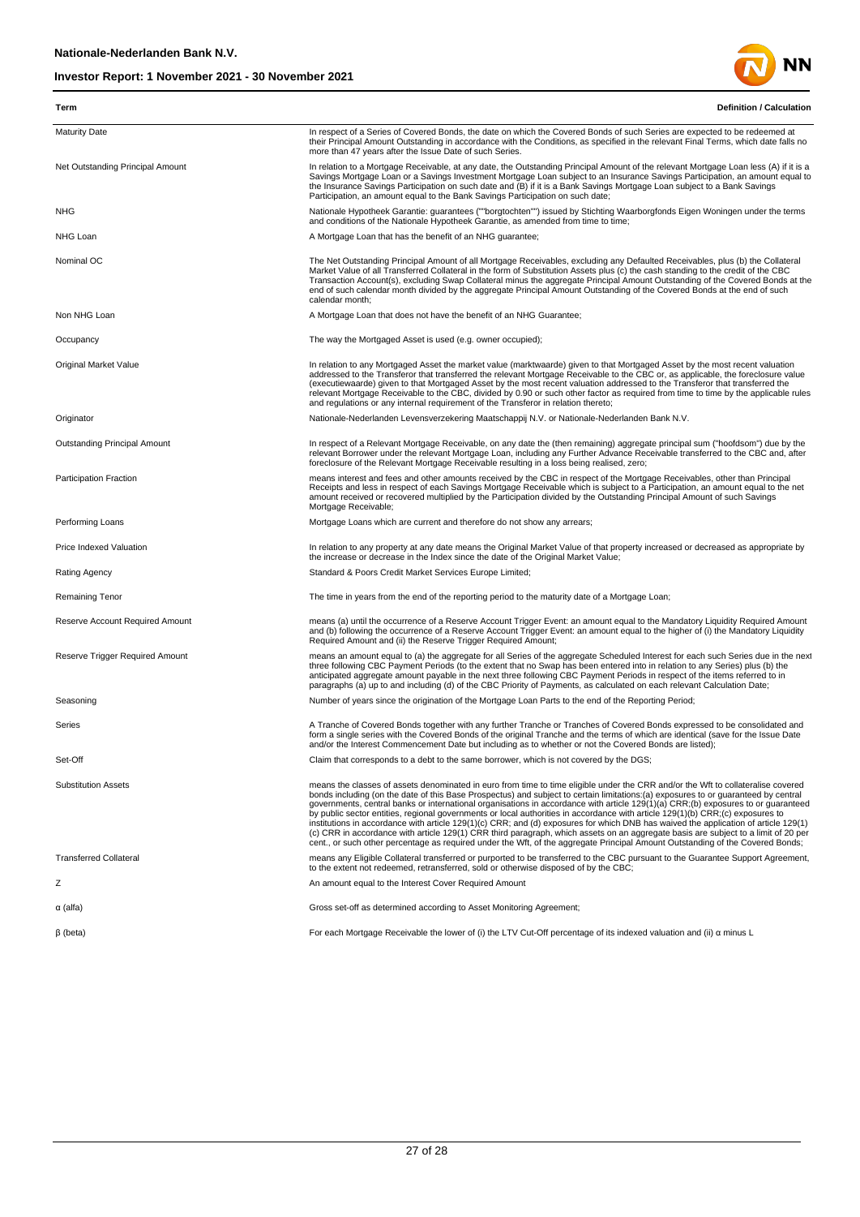| Term | Definition / Calculation |
| --- | --- |
| Maturity Date | In respect of a Series of Covered Bonds, the date on which the Covered Bonds of such Series are expected to be redeemed at their Principal Amount Outstanding in accordance with the Conditions, as specified in the relevant Final Terms, which date falls no more than 47 years after the Issue Date of such Series. |
| Net Outstanding Principal Amount | In relation to a Mortgage Receivable, at any date, the Outstanding Principal Amount of the relevant Mortgage Loan less (A) if it is a Savings Mortgage Loan or a Savings Investment Mortgage Loan subject to an Insurance Savings Participation, an amount equal to the Insurance Savings Participation on such date and (B) if it is a Bank Savings Mortgage Loan subject to a Bank Savings Participation, an amount equal to the Bank Savings Participation on such date; |
| NHG | Nationale Hypotheek Garantie: guarantees (""borgtochten"") issued by Stichting Waarborgfonds Eigen Woningen under the terms and conditions of the Nationale Hypotheek Garantie, as amended from time to time; |
| NHG Loan | A Mortgage Loan that has the benefit of an NHG guarantee; |
| Nominal OC | The Net Outstanding Principal Amount of all Mortgage Receivables, excluding any Defaulted Receivables, plus (b) the Collateral Market Value of all Transferred Collateral in the form of Substitution Assets plus (c) the cash standing to the credit of the CBC Transaction Account(s), excluding Swap Collateral minus the aggregate Principal Amount Outstanding of the Covered Bonds at the end of such calendar month divided by the aggregate Principal Amount Outstanding of the Covered Bonds at the end of such calendar month; |
| Non NHG Loan | A Mortgage Loan that does not have the benefit of an NHG Guarantee; |
| Occupancy | The way the Mortgaged Asset is used (e.g. owner occupied); |
| Original Market Value | In relation to any Mortgaged Asset the market value (marktwaarde) given to that Mortgaged Asset by the most recent valuation addressed to the Transferor that transferred the relevant Mortgage Receivable to the CBC or, as applicable, the foreclosure value (executiewaarde) given to that Mortgaged Asset by the most recent valuation addressed to the Transferor that transferred the relevant Mortgage Receivable to the CBC, divided by 0.90 or such other factor as required from time to time by the applicable rules and regulations or any internal requirement of the Transferor in relation thereto; |
| Originator | Nationale-Nederlanden Levensverzekering Maatschappij N.V. or Nationale-Nederlanden Bank N.V. |
| Outstanding Principal Amount | In respect of a Relevant Mortgage Receivable, on any date the (then remaining) aggregate principal sum ("hoofdsom") due by the relevant Borrower under the relevant Mortgage Loan, including any Further Advance Receivable transferred to the CBC and, after foreclosure of the Relevant Mortgage Receivable resulting in a loss being realised, zero; |
| Participation Fraction | means interest and fees and other amounts received by the CBC in respect of the Mortgage Receivables, other than Principal Receipts and less in respect of each Savings Mortgage Receivable which is subject to a Participation, an amount equal to the net amount received or recovered multiplied by the Participation divided by the Outstanding Principal Amount of such Savings Mortgage Receivable; |
| Performing Loans | Mortgage Loans which are current and therefore do not show any arrears; |
| Price Indexed Valuation | In relation to any property at any date means the Original Market Value of that property increased or decreased as appropriate by the increase or decrease in the Index since the date of the Original Market Value; |
| Rating Agency | Standard & Poors Credit Market Services Europe Limited; |
| Remaining Tenor | The time in years from the end of the reporting period to the maturity date of a Mortgage Loan; |
| Reserve Account Required Amount | means (a) until the occurrence of a Reserve Account Trigger Event: an amount equal to the Mandatory Liquidity Required Amount and (b) following the occurrence of a Reserve Account Trigger Event: an amount equal to the higher of (i) the Mandatory Liquidity Required Amount and (ii) the Reserve Trigger Required Amount; |
| Reserve Trigger Required Amount | means an amount equal to (a) the aggregate for all Series of the aggregate Scheduled Interest for each such Series due in the next three following CBC Payment Periods (to the extent that no Swap has been entered into in relation to any Series) plus (b) the anticipated aggregate amount payable in the next three following CBC Payment Periods in respect of the items referred to in paragraphs (a) up to and including (d) of the CBC Priority of Payments, as calculated on each relevant Calculation Date; |
| Seasoning | Number of years since the origination of the Mortgage Loan Parts to the end of the Reporting Period; |
| Series | A Tranche of Covered Bonds together with any further Tranche or Tranches of Covered Bonds expressed to be consolidated and form a single series with the Covered Bonds of the original Tranche and the terms of which are identical (save for the Issue Date and/or the Interest Commencement Date but including as to whether or not the Covered Bonds are listed); |
| Set-Off | Claim that corresponds to a debt to the same borrower, which is not covered by the DGS; |
| Substitution Assets | means the classes of assets denominated in euro from time to time eligible under the CRR and/or the Wft to collateralise covered bonds including (on the date of this Base Prospectus) and subject to certain limitations:(a) exposures to or guaranteed by central governments, central banks or international organisations in accordance with article 129(1)(a) CRR;(b) exposures to or guaranteed by public sector entities, regional governments or local authorities in accordance with article 129(1)(b) CRR;(c) exposures to institutions in accordance with article 129(1)(c) CRR; and (d) exposures for which DNB has waived the application of article 129(1)(c) CRR in accordance with article 129(1) CRR third paragraph, which assets on an aggregate basis are subject to a limit of 20 per cent., or such other percentage as required under the Wft, of the aggregate Principal Amount Outstanding of the Covered Bonds; |
| Transferred Collateral | means any Eligible Collateral transferred or purported to be transferred to the CBC pursuant to the Guarantee Support Agreement, to the extent not redeemed, retransferred, sold or otherwise disposed of by the CBC; |
| Z | An amount equal to the Interest Cover Required Amount |
| α (alfa) | Gross set-off as determined according to Asset Monitoring Agreement; |
| β (beta) | For each Mortgage Receivable the lower of (i) the LTV Cut-Off percentage of its indexed valuation and (ii) α minus L |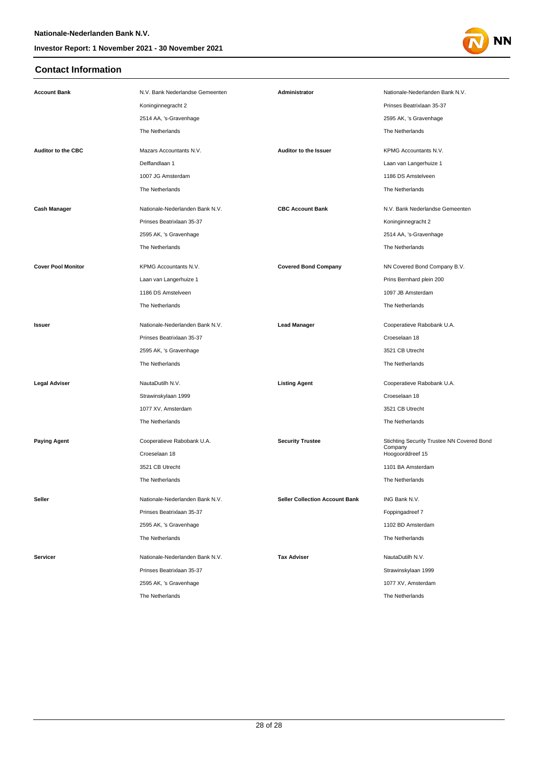## Contact Information

| | | | |
|---|---|---|---|
| **Account Bank** | N.V. Bank Nederlandse Gemeenten<br>Koninginnegracht 2<br>2514 AA, 's-Gravenhage<br>The Netherlands | **Administrator** | Nationale-Nederlanden Bank N.V.<br>Prinses Beatrixlaan 35-37<br>2595 AK, 's Gravenhage<br>The Netherlands |
| **Auditor to the CBC** | Mazars Accountants N.V.<br>Delflandlaan 1<br>1007 JG Amsterdam<br>The Netherlands | **Auditor to the Issuer** | KPMG Accountants N.V.<br>Laan van Langerhuize 1<br>1186 DS Amstelveen<br>The Netherlands |
| **Cash Manager** | Nationale-Nederlanden Bank N.V.<br>Prinses Beatrixlaan 35-37<br>2595 AK, 's Gravenhage<br>The Netherlands | **CBC Account Bank** | N.V. Bank Nederlandse Gemeenten<br>Koninginnegracht 2<br>2514 AA, 's-Gravenhage<br>The Netherlands |
| **Cover Pool Monitor** | KPMG Accountants N.V.<br>Laan van Langerhuize 1<br>1186 DS Amstelveen<br>The Netherlands | **Covered Bond Company** | NN Covered Bond Company B.V.<br>Prins Bernhard plein 200<br>1097 JB Amsterdam<br>The Netherlands |
| **Issuer** | Nationale-Nederlanden Bank N.V.<br>Prinses Beatrixlaan 35-37<br>2595 AK, 's Gravenhage<br>The Netherlands | **Lead Manager** | Cooperatieve Rabobank U.A.<br>Croeselaan 18<br>3521 CB Utrecht<br>The Netherlands |
| **Legal Adviser** | NautaDutilh N.V.<br>Strawinskylaan 1999<br>1077 XV, Amsterdam<br>The Netherlands | **Listing Agent** | Cooperatieve Rabobank U.A.<br>Croeselaan 18<br>3521 CB Utrecht<br>The Netherlands |
| **Paying Agent** | Cooperatieve Rabobank U.A.<br>Croeselaan 18<br>3521 CB Utrecht<br>The Netherlands | **Security Trustee** | Stichting Security Trustee NN Covered Bond Company<br>Hoogoorddreef 15<br>1101 BA Amsterdam<br>The Netherlands |
| **Seller** | Nationale-Nederlanden Bank N.V.<br>Prinses Beatrixlaan 35-37<br>2595 AK, 's Gravenhage<br>The Netherlands | **Seller Collection Account Bank** | ING Bank N.V.<br>Foppingadreef 7<br>1102 BD Amsterdam<br>The Netherlands |
| **Servicer** | Nationale-Nederlanden Bank N.V.<br>Prinses Beatrixlaan 35-37<br>2595 AK, 's Gravenhage<br>The Netherlands | **Tax Adviser** | NautaDutilh N.V.<br>Strawinskylaan 1999<br>1077 XV, Amsterdam<br>The Netherlands |